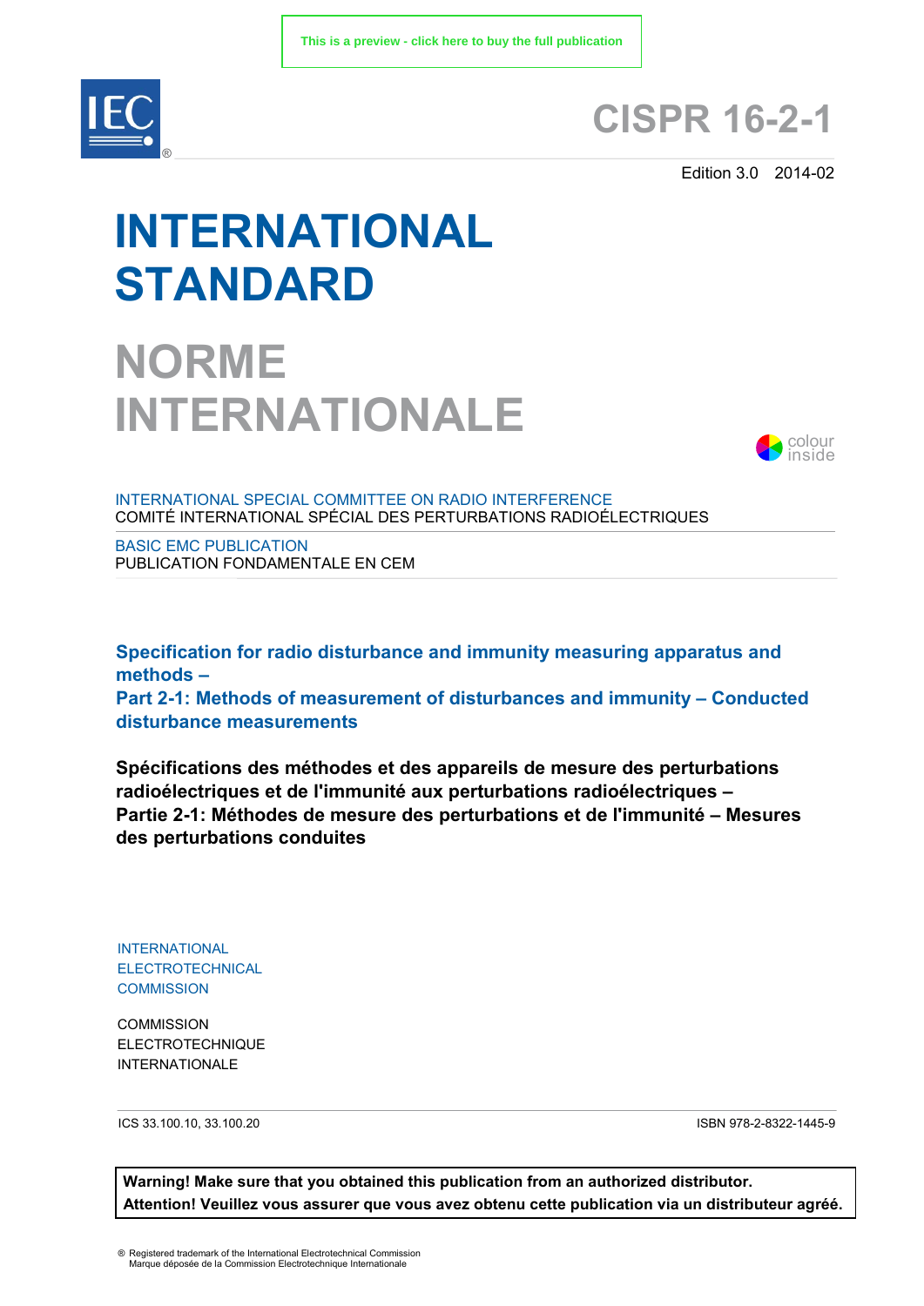This is a preview - click here to buy the full publication

# CISPR 16-2-1

Edition 3.0 2014-02

# INTERNATIONAL STANDARD

# NORME INTERNATIONALE

colour inside

INTERNATIONAL SPECIAL COMMITTEE ON RADIO INTERFERENCE
COMITÉ INTERNATIONAL SPÉCIAL DES PERTURBATIONS RADIOÉLECTRIQUES

BASIC EMC PUBLICATION
PUBLICATION FONDAMENTALE EN CEM

## Specification for radio disturbance and immunity measuring apparatus and methods –
## Part 2-1: Methods of measurement of disturbances and immunity – Conducted disturbance measurements

## Spécifications des méthodes et des appareils de mesure des perturbations radioélectriques et de l'immunité aux perturbations radioélectriques –
## Partie 2-1: Méthodes de mesure des perturbations et de l'immunité – Mesures des perturbations conduites

INTERNATIONAL
ELECTROTECHNICAL
COMMISSION

COMMISSION
ELECTROTECHNIQUE
INTERNATIONALE

ICS 33.100.10, 33.100.20

ISBN 978-2-8322-1445-9

**Warning! Make sure that you obtained this publication from an authorized distributor.**
**Attention! Veuillez vous assurer que vous avez obtenu cette publication via un distributeur agréé.**

® Registered trademark of the International Electrotechnical Commission
Marque déposée de la Commission Electrotechnique Internationale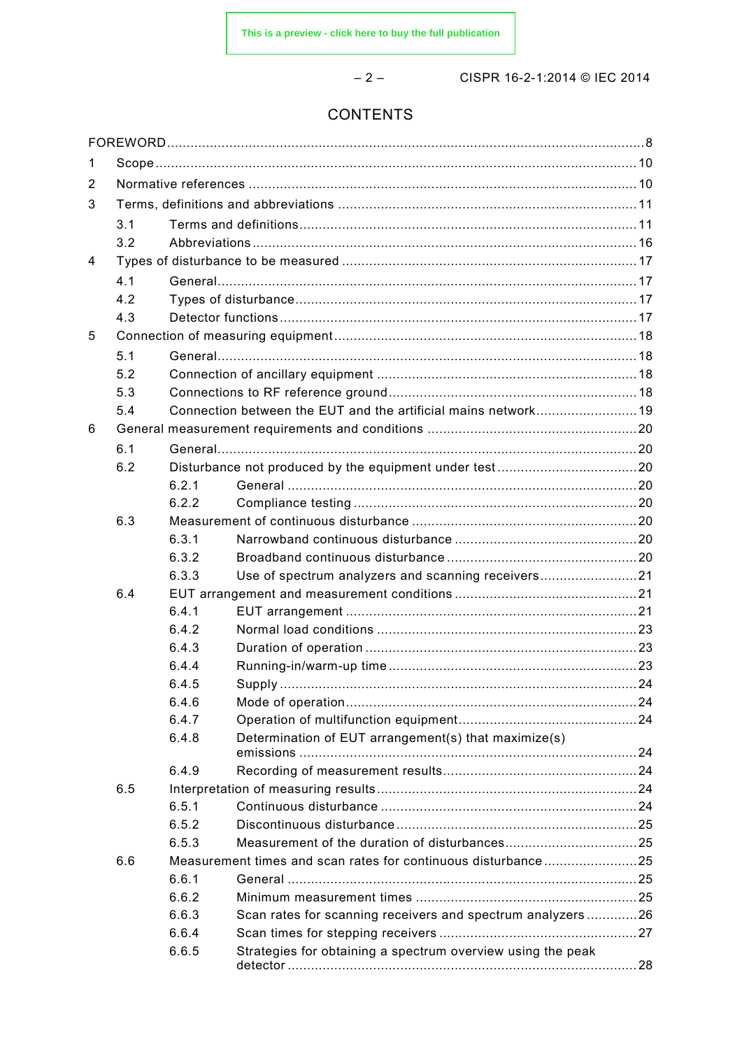# CONTENTS

FOREWORD .......... 8

1 Scope .......... 10

2 Normative references .......... 10

3 Terms, definitions and abbreviations .......... 11

- 3.1 Terms and definitions .......... 11
- 3.2 Abbreviations .......... 16

4 Types of disturbance to be measured .......... 17

- 4.1 General .......... 17
- 4.2 Types of disturbance .......... 17
- 4.3 Detector functions .......... 17

5 Connection of measuring equipment .......... 18

- 5.1 General .......... 18
- 5.2 Connection of ancillary equipment .......... 18
- 5.3 Connections to RF reference ground .......... 18
- 5.4 Connection between the EUT and the artificial mains network .......... 19

6 General measurement requirements and conditions .......... 20

- 6.1 General .......... 20
- 6.2 Disturbance not produced by the equipment under test .......... 20
  - 6.2.1 General .......... 20
  - 6.2.2 Compliance testing .......... 20
- 6.3 Measurement of continuous disturbance .......... 20
  - 6.3.1 Narrowband continuous disturbance .......... 20
  - 6.3.2 Broadband continuous disturbance .......... 20
  - 6.3.3 Use of spectrum analyzers and scanning receivers .......... 21
- 6.4 EUT arrangement and measurement conditions .......... 21
  - 6.4.1 EUT arrangement .......... 21
  - 6.4.2 Normal load conditions .......... 23
  - 6.4.3 Duration of operation .......... 23
  - 6.4.4 Running-in/warm-up time .......... 23
  - 6.4.5 Supply .......... 24
  - 6.4.6 Mode of operation .......... 24
  - 6.4.7 Operation of multifunction equipment .......... 24
  - 6.4.8 Determination of EUT arrangement(s) that maximize(s) emissions .......... 24
  - 6.4.9 Recording of measurement results .......... 24
- 6.5 Interpretation of measuring results .......... 24
  - 6.5.1 Continuous disturbance .......... 24
  - 6.5.2 Discontinuous disturbance .......... 25
  - 6.5.3 Measurement of the duration of disturbances .......... 25
- 6.6 Measurement times and scan rates for continuous disturbance .......... 25
  - 6.6.1 General .......... 25
  - 6.6.2 Minimum measurement times .......... 25
  - 6.6.3 Scan rates for scanning receivers and spectrum analyzers .......... 26
  - 6.6.4 Scan times for stepping receivers .......... 27
  - 6.6.5 Strategies for obtaining a spectrum overview using the peak detector .......... 28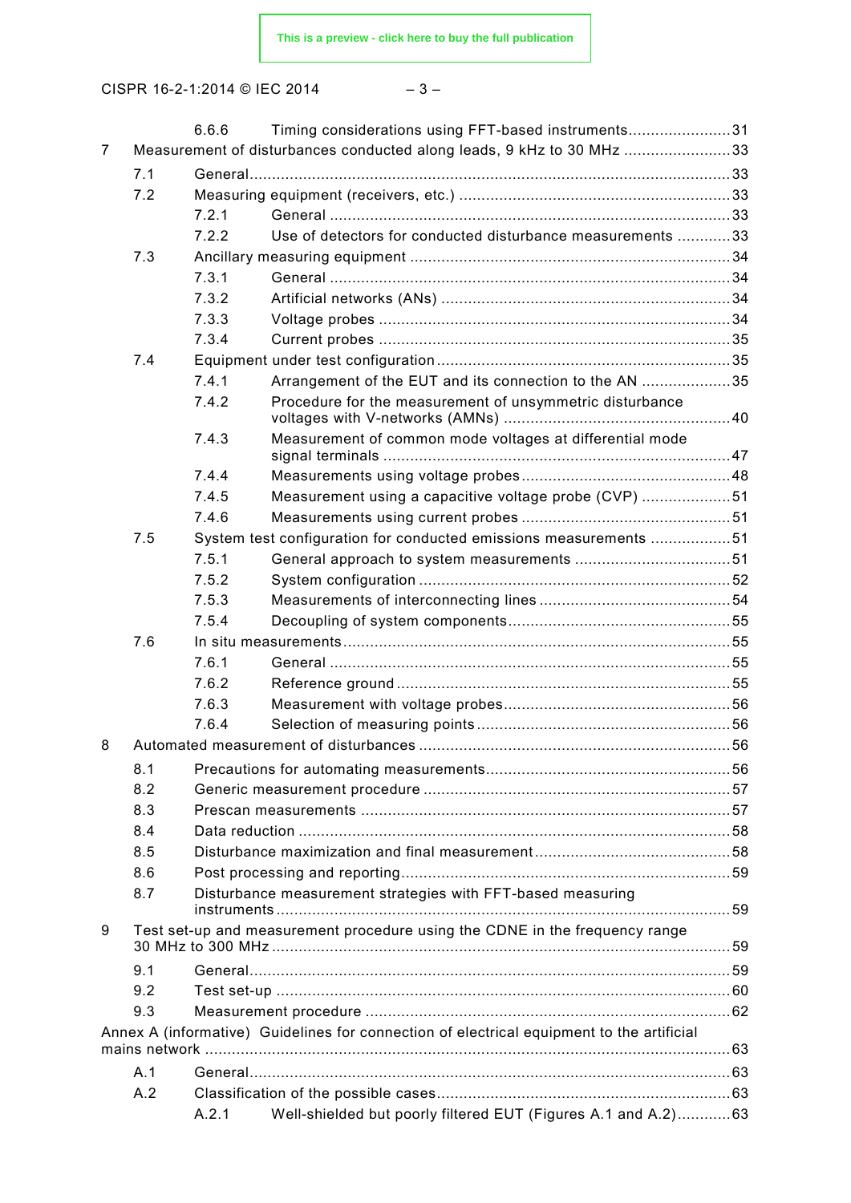6.6.6 Timing considerations using FFT-based instruments .......................31
7 Measurement of disturbances conducted along leads, 9 kHz to 30 MHz ........................33
7.1 General ..........................................................................................33
7.2 Measuring equipment (receivers, etc.) ............................................................33
7.2.1 General .........................................................................................33
7.2.2 Use of detectors for conducted disturbance measurements ............33
7.3 Ancillary measuring equipment .......................................................................34
7.3.1 General .........................................................................................34
7.3.2 Artificial networks (ANs) ................................................................34
7.3.3 Voltage probes ..............................................................................34
7.3.4 Current probes ..............................................................................35
7.4 Equipment under test configuration .................................................................35
7.4.1 Arrangement of the EUT and its connection to the AN ....................35
7.4.2 Procedure for the measurement of unsymmetric disturbance voltages with V-networks (AMNs) ..................................................40
7.4.3 Measurement of common mode voltages at differential mode signal terminals .............................................................................47
7.4.4 Measurements using voltage probes ..............................................48
7.4.5 Measurement using a capacitive voltage probe (CVP) ....................51
7.4.6 Measurements using current probes ..............................................51
7.5 System test configuration for conducted emissions measurements ..................51
7.5.1 General approach to system measurements ..................................51
7.5.2 System configuration .....................................................................52
7.5.3 Measurements of interconnecting lines ..........................................54
7.5.4 Decoupling of system components.................................................55
7.6 In situ measurements .....................................................................................55
7.6.1 General .........................................................................................55
7.6.2 Reference ground ..........................................................................55
7.6.3 Measurement with voltage probes..................................................56
7.6.4 Selection of measuring points .........................................................56
8 Automated measurement of disturbances .....................................................................56
8.1 Precautions for automating measurements......................................................56
8.2 Generic measurement procedure ....................................................................57
8.3 Prescan measurements ..................................................................................57
8.4 Data reduction ................................................................................................58
8.5 Disturbance maximization and final measurement ...........................................58
8.6 Post processing and reporting.........................................................................59
8.7 Disturbance measurement strategies with FFT-based measuring instruments .....................................................................................................59
9 Test set-up and measurement procedure using the CDNE in the frequency range 30 MHz to 300 MHz .......................................................................................................59
9.1 General..........................................................................................................59
9.2 Test set-up .....................................................................................................60
9.3 Measurement procedure .................................................................................62
Annex A (informative) Guidelines for connection of electrical equipment to the artificial mains network .....................................................................................................................63
A.1 General..........................................................................................................63
A.2 Classification of the possible cases.................................................................63
A.2.1 Well-shielded but poorly filtered EUT (Figures A.1 and A.2)............63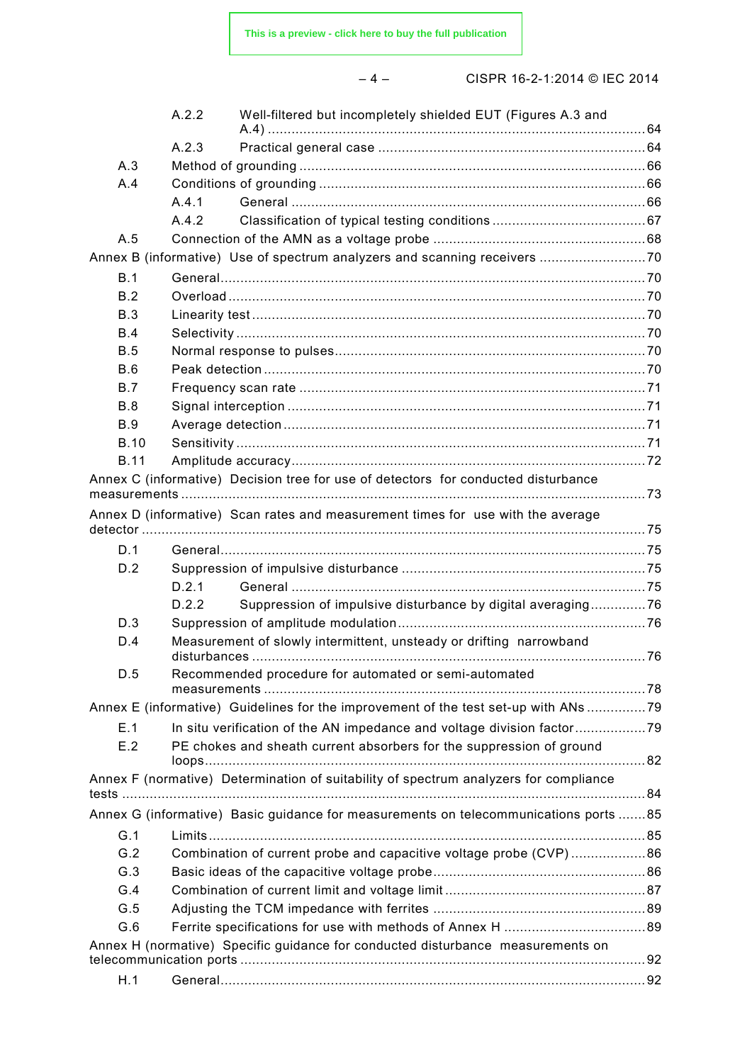A.2.2 Well-filtered but incompletely shielded EUT (Figures A.3 and A.4) ............................................................................................ 64

A.2.3 Practical general case ................................................................................ 64

A.3 Method of grounding ........................................................................................ 66

A.4 Conditions of grounding .................................................................................. 66

A.4.1 General ........................................................................................................ 66

A.4.2 Classification of typical testing conditions ................................................. 67

A.5 Connection of the AMN as a voltage probe ..................................................... 68

Annex B (informative) Use of spectrum analyzers and scanning receivers ........................... 70

B.1 General ............................................................................................................ 70

B.2 Overload .......................................................................................................... 70

B.3 Linearity test .................................................................................................... 70

B.4 Selectivity ........................................................................................................ 70

B.5 Normal response to pulses ............................................................................... 70

B.6 Peak detection .................................................................................................. 70

B.7 Frequency scan rate ......................................................................................... 71

B.8 Signal interception ........................................................................................... 71

B.9 Average detection ............................................................................................. 71

B.10 Sensitivity ....................................................................................................... 71

B.11 Amplitude accuracy ......................................................................................... 72

Annex C (informative) Decision tree for use of detectors for conducted disturbance measurements ............................................................................................................. 73

Annex D (informative) Scan rates and measurement times for use with the average detector ................................................................................................................... 75

D.1 General ............................................................................................................ 75

D.2 Suppression of impulsive disturbance ............................................................. 75

D.2.1 General ........................................................................................................ 75

D.2.2 Suppression of impulsive disturbance by digital averaging ........................ 76

D.3 Suppression of amplitude modulation ............................................................... 76

D.4 Measurement of slowly intermittent, unsteady or drifting narrowband disturbances ............................................................................................................ 76

D.5 Recommended procedure for automated or semi-automated measurements ......................................................................................................... 78

Annex E (informative) Guidelines for the improvement of the test set-up with ANs ............... 79

E.1 In situ verification of the AN impedance and voltage division factor .................. 79

E.2 PE chokes and sheath current absorbers for the suppression of ground loops .................................................................................................................... 82

Annex F (normative) Determination of suitability of spectrum analyzers for compliance tests ....................................................................................................................... 84

Annex G (informative) Basic guidance for measurements on telecommunications ports ....... 85

G.1 Limits ............................................................................................................... 85

G.2 Combination of current probe and capacitive voltage probe (CVP) ................... 86

G.3 Basic ideas of the capacitive voltage probe ...................................................... 86

G.4 Combination of current limit and voltage limit ................................................... 87

G.5 Adjusting the TCM impedance with ferrites ...................................................... 89

G.6 Ferrite specifications for use with methods of Annex H .................................... 89

Annex H (normative) Specific guidance for conducted disturbance measurements on telecommunication ports ........................................................................................... 92

H.1 General ............................................................................................................ 92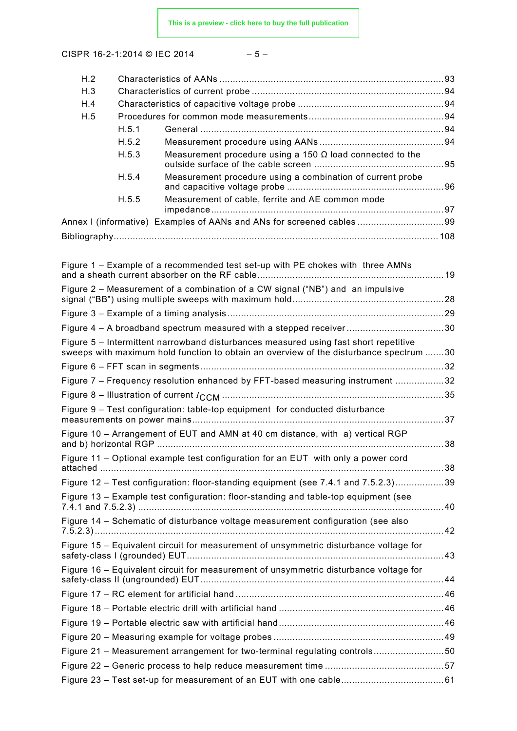H.2 Characteristics of AANs ... 93

H.3 Characteristics of current probe ... 94

H.4 Characteristics of capacitive voltage probe ... 94

H.5 Procedures for common mode measurements ... 94

H.5.1 General ... 94

H.5.2 Measurement procedure using AANs ... 94

H.5.3 Measurement procedure using a 150 Ω load connected to the outside surface of the cable screen ... 95

H.5.4 Measurement procedure using a combination of current probe and capacitive voltage probe ... 96

H.5.5 Measurement of cable, ferrite and AE common mode impedance ... 97

Annex I (informative) Examples of AANs and ANs for screened cables ... 99

Bibliography ... 108

Figure 1 – Example of a recommended test set-up with PE chokes with three AMNs and a sheath current absorber on the RF cable ... 19

Figure 2 – Measurement of a combination of a CW signal ("NB") and an impulsive signal ("BB") using multiple sweeps with maximum hold ... 28

Figure 3 – Example of a timing analysis ... 29

Figure 4 – A broadband spectrum measured with a stepped receiver ... 30

Figure 5 – Intermittent narrowband disturbances measured using fast short repetitive sweeps with maximum hold function to obtain an overview of the disturbance spectrum ... 30

Figure 6 – FFT scan in segments ... 32

Figure 7 – Frequency resolution enhanced by FFT-based measuring instrument ... 32

Figure 8 – Illustration of current $I_{CCM}$ ... 35

Figure 9 – Test configuration: table-top equipment for conducted disturbance measurements on power mains ... 37

Figure 10 – Arrangement of EUT and AMN at 40 cm distance, with a) vertical RGP and b) horizontal RGP ... 38

Figure 11 – Optional example test configuration for an EUT with only a power cord attached ... 38

Figure 12 – Test configuration: floor-standing equipment (see 7.4.1 and 7.5.2.3) ... 39

Figure 13 – Example test configuration: floor-standing and table-top equipment (see 7.4.1 and 7.5.2.3) ... 40

Figure 14 – Schematic of disturbance voltage measurement configuration (see also 7.5.2.3) ... 42

Figure 15 – Equivalent circuit for measurement of unsymmetric disturbance voltage for safety-class I (grounded) EUT ... 43

Figure 16 – Equivalent circuit for measurement of unsymmetric disturbance voltage for safety-class II (ungrounded) EUT ... 44

Figure 17 – RC element for artificial hand ... 46

Figure 18 – Portable electric drill with artificial hand ... 46

Figure 19 – Portable electric saw with artificial hand ... 46

Figure 20 – Measuring example for voltage probes ... 49

Figure 21 – Measurement arrangement for two-terminal regulating controls ... 50

Figure 22 – Generic process to help reduce measurement time ... 57

Figure 23 – Test set-up for measurement of an EUT with one cable ... 61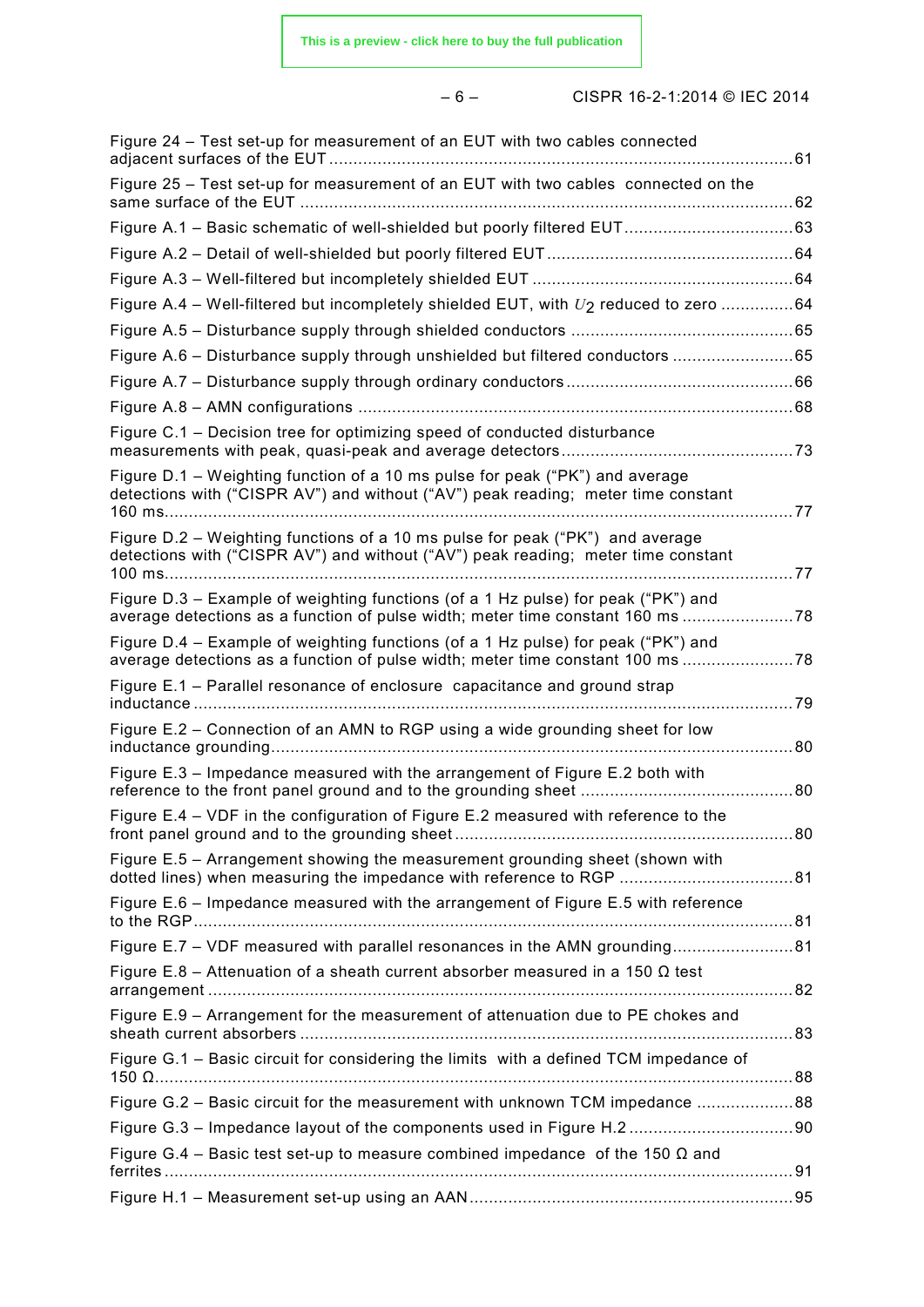Figure 24 – Test set-up for measurement of an EUT with two cables connected adjacent surfaces of the EUT ................................................................................................ 61

Figure 25 – Test set-up for measurement of an EUT with two cables connected on the same surface of the EUT ..................................................................................................... 62

Figure A.1 – Basic schematic of well-shielded but poorly filtered EUT .................................. 63

Figure A.2 – Detail of well-shielded but poorly filtered EUT .................................................. 64

Figure A.3 – Well-filtered but incompletely shielded EUT ..................................................... 64

Figure A.4 – Well-filtered but incompletely shielded EUT, with $U_2$ reduced to zero ............... 64

Figure A.5 – Disturbance supply through shielded conductors ............................................. 65

Figure A.6 – Disturbance supply through unshielded but filtered conductors ......................... 65

Figure A.7 – Disturbance supply through ordinary conductors .............................................. 66

Figure A.8 – AMN configurations ......................................................................................... 68

Figure C.1 – Decision tree for optimizing speed of conducted disturbance measurements with peak, quasi-peak and average detectors ............................................... 73

Figure D.1 – Weighting function of a 10 ms pulse for peak ("PK") and average detections with ("CISPR AV") and without ("AV") peak reading; meter time constant 160 ms ................................................................................................................................ 77

Figure D.2 – Weighting functions of a 10 ms pulse for peak ("PK") and average detections with ("CISPR AV") and without ("AV") peak reading; meter time constant 100 ms ................................................................................................................................ 77

Figure D.3 – Example of weighting functions (of a 1 Hz pulse) for peak ("PK") and average detections as a function of pulse width; meter time constant 160 ms ....................... 78

Figure D.4 – Example of weighting functions (of a 1 Hz pulse) for peak ("PK") and average detections as a function of pulse width; meter time constant 100 ms ....................... 78

Figure E.1 – Parallel resonance of enclosure capacitance and ground strap inductance .......................................................................................................................... 79

Figure E.2 – Connection of an AMN to RGP using a wide grounding sheet for low inductance grounding .......................................................................................................... 80

Figure E.3 – Impedance measured with the arrangement of Figure E.2 both with reference to the front panel ground and to the grounding sheet ........................................... 80

Figure E.4 – VDF in the configuration of Figure E.2 measured with reference to the front panel ground and to the grounding sheet ..................................................................... 80

Figure E.5 – Arrangement showing the measurement grounding sheet (shown with dotted lines) when measuring the impedance with reference to RGP .................................... 81

Figure E.6 – Impedance measured with the arrangement of Figure E.5 with reference to the RGP ........................................................................................................................... 81

Figure E.7 – VDF measured with parallel resonances in the AMN grounding ......................... 81

Figure E.8 – Attenuation of a sheath current absorber measured in a 150 Ω test arrangement ....................................................................................................................... 82

Figure E.9 – Arrangement for the measurement of attenuation due to PE chokes and sheath current absorbers ..................................................................................................... 83

Figure G.1 – Basic circuit for considering the limits with a defined TCM impedance of 150 Ω .................................................................................................................................. 88

Figure G.2 – Basic circuit for the measurement with unknown TCM impedance .................... 88

Figure G.3 – Impedance layout of the components used in Figure H.2 ................................. 90

Figure G.4 – Basic test set-up to measure combined impedance of the 150 Ω and ferrites ................................................................................................................................ 91

Figure H.1 – Measurement set-up using an AAN .................................................................. 95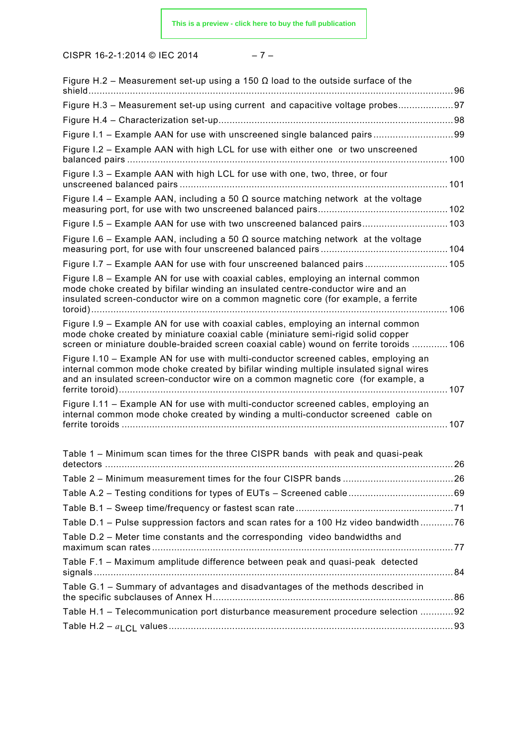Figure H.2 – Measurement set-up using a 150 Ω load to the outside surface of the shield ........ 96

Figure H.3 – Measurement set-up using current and capacitive voltage probes ........ 97

Figure H.4 – Characterization set-up ........ 98

Figure I.1 – Example AAN for use with unscreened single balanced pairs ........ 99

Figure I.2 – Example AAN with high LCL for use with either one or two unscreened balanced pairs ........ 100

Figure I.3 – Example AAN with high LCL for use with one, two, three, or four unscreened balanced pairs ........ 101

Figure I.4 – Example AAN, including a 50 Ω source matching network at the voltage measuring port, for use with two unscreened balanced pairs ........ 102

Figure I.5 – Example AAN for use with two unscreened balanced pairs ........ 103

Figure I.6 – Example AAN, including a 50 Ω source matching network at the voltage measuring port, for use with four unscreened balanced pairs ........ 104

Figure I.7 – Example AAN for use with four unscreened balanced pairs ........ 105

Figure I.8 – Example AN for use with coaxial cables, employing an internal common mode choke created by bifilar winding an insulated centre-conductor wire and an insulated screen-conductor wire on a common magnetic core (for example, a ferrite toroid) ........ 106

Figure I.9 – Example AN for use with coaxial cables, employing an internal common mode choke created by miniature coaxial cable (miniature semi-rigid solid copper screen or miniature double-braided screen coaxial cable) wound on ferrite toroids ........ 106

Figure I.10 – Example AN for use with multi-conductor screened cables, employing an internal common mode choke created by bifilar winding multiple insulated signal wires and an insulated screen-conductor wire on a common magnetic core (for example, a ferrite toroid) ........ 107

Figure I.11 – Example AN for use with multi-conductor screened cables, employing an internal common mode choke created by winding a multi-conductor screened cable on ferrite toroids ........ 107

Table 1 – Minimum scan times for the three CISPR bands with peak and quasi-peak detectors ........ 26

Table 2 – Minimum measurement times for the four CISPR bands ........ 26

Table A.2 – Testing conditions for types of EUTs – Screened cable ........ 69

Table B.1 – Sweep time/frequency or fastest scan rate ........ 71

Table D.1 – Pulse suppression factors and scan rates for a 100 Hz video bandwidth ........ 76

Table D.2 – Meter time constants and the corresponding video bandwidths and maximum scan rates ........ 77

Table F.1 – Maximum amplitude difference between peak and quasi-peak detected signals ........ 84

Table G.1 – Summary of advantages and disadvantages of the methods described in the specific subclauses of Annex H ........ 86

Table H.1 – Telecommunication port disturbance measurement procedure selection ........ 92

Table H.2 – $a_{\mathrm{LCL}}$ values ........ 93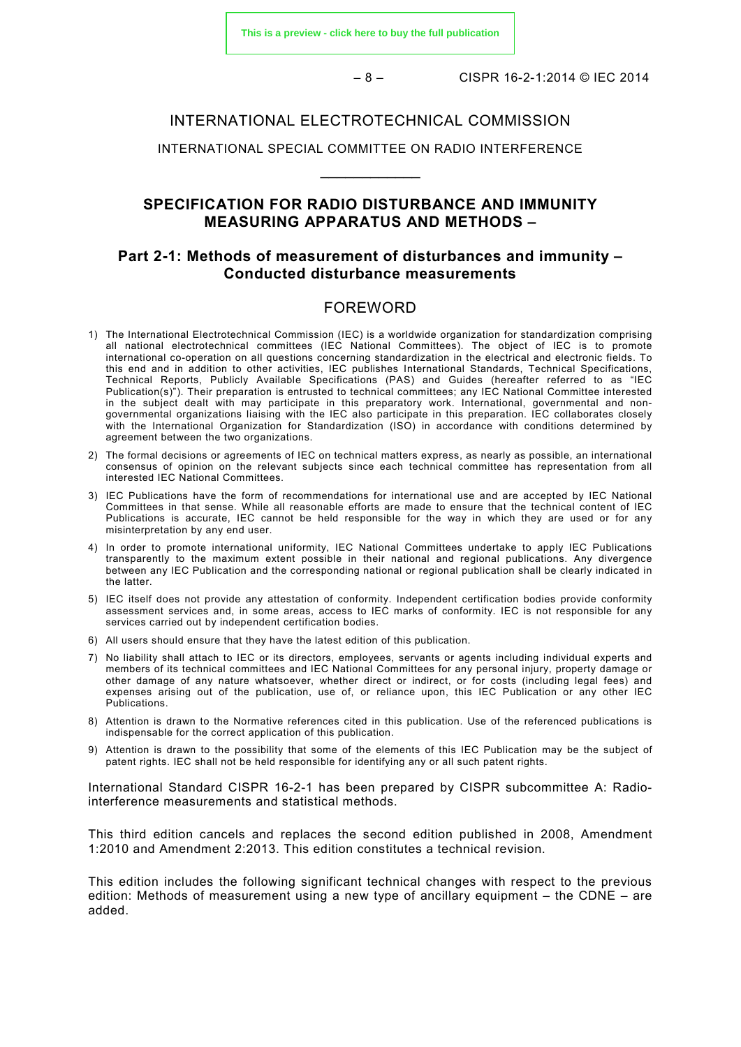# INTERNATIONAL ELECTROTECHNICAL COMMISSION

INTERNATIONAL SPECIAL COMMITTEE ON RADIO INTERFERENCE

\_\_\_\_\_\_\_\_\_\_\_\_

## SPECIFICATION FOR RADIO DISTURBANCE AND IMMUNITY MEASURING APPARATUS AND METHODS –

## Part 2-1: Methods of measurement of disturbances and immunity – Conducted disturbance measurements

## FOREWORD

1) The International Electrotechnical Commission (IEC) is a worldwide organization for standardization comprising all national electrotechnical committees (IEC National Committees). The object of IEC is to promote international co-operation on all questions concerning standardization in the electrical and electronic fields. To this end and in addition to other activities, IEC publishes International Standards, Technical Specifications, Technical Reports, Publicly Available Specifications (PAS) and Guides (hereafter referred to as "IEC Publication(s)"). Their preparation is entrusted to technical committees; any IEC National Committee interested in the subject dealt with may participate in this preparatory work. International, governmental and non-governmental organizations liaising with the IEC also participate in this preparation. IEC collaborates closely with the International Organization for Standardization (ISO) in accordance with conditions determined by agreement between the two organizations.
2) The formal decisions or agreements of IEC on technical matters express, as nearly as possible, an international consensus of opinion on the relevant subjects since each technical committee has representation from all interested IEC National Committees.
3) IEC Publications have the form of recommendations for international use and are accepted by IEC National Committees in that sense. While all reasonable efforts are made to ensure that the technical content of IEC Publications is accurate, IEC cannot be held responsible for the way in which they are used or for any misinterpretation by any end user.
4) In order to promote international uniformity, IEC National Committees undertake to apply IEC Publications transparently to the maximum extent possible in their national and regional publications. Any divergence between any IEC Publication and the corresponding national or regional publication shall be clearly indicated in the latter.
5) IEC itself does not provide any attestation of conformity. Independent certification bodies provide conformity assessment services and, in some areas, access to IEC marks of conformity. IEC is not responsible for any services carried out by independent certification bodies.
6) All users should ensure that they have the latest edition of this publication.
7) No liability shall attach to IEC or its directors, employees, servants or agents including individual experts and members of its technical committees and IEC National Committees for any personal injury, property damage or other damage of any nature whatsoever, whether direct or indirect, or for costs (including legal fees) and expenses arising out of the publication, use of, or reliance upon, this IEC Publication or any other IEC Publications.
8) Attention is drawn to the Normative references cited in this publication. Use of the referenced publications is indispensable for the correct application of this publication.
9) Attention is drawn to the possibility that some of the elements of this IEC Publication may be the subject of patent rights. IEC shall not be held responsible for identifying any or all such patent rights.

International Standard CISPR 16-2-1 has been prepared by CISPR subcommittee A: Radio-interference measurements and statistical methods.

This third edition cancels and replaces the second edition published in 2008, Amendment 1:2010 and Amendment 2:2013. This edition constitutes a technical revision.

This edition includes the following significant technical changes with respect to the previous edition: Methods of measurement using a new type of ancillary equipment – the CDNE – are added.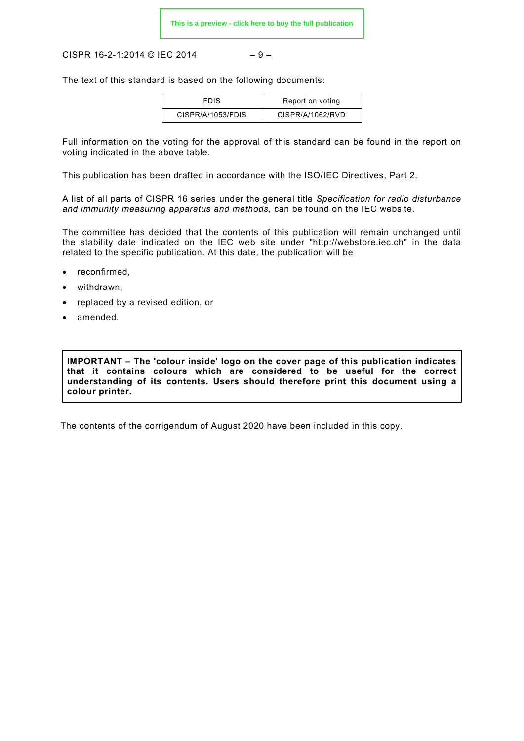The text of this standard is based on the following documents:

| FDIS | Report on voting |
| --- | --- |
| CISPR/A/1053/FDIS | CISPR/A/1062/RVD |

Full information on the voting for the approval of this standard can be found in the report on voting indicated in the above table.

This publication has been drafted in accordance with the ISO/IEC Directives, Part 2.

A list of all parts of CISPR 16 series under the general title *Specification for radio disturbance and immunity measuring apparatus and methods,* can be found on the IEC website.

The committee has decided that the contents of this publication will remain unchanged until the stability date indicated on the IEC web site under "http://webstore.iec.ch" in the data related to the specific publication. At this date, the publication will be

- reconfirmed,
- withdrawn,
- replaced by a revised edition, or
- amended.

**IMPORTANT – The 'colour inside' logo on the cover page of this publication indicates that it contains colours which are considered to be useful for the correct understanding of its contents. Users should therefore print this document using a colour printer.**

The contents of the corrigendum of August 2020 have been included in this copy.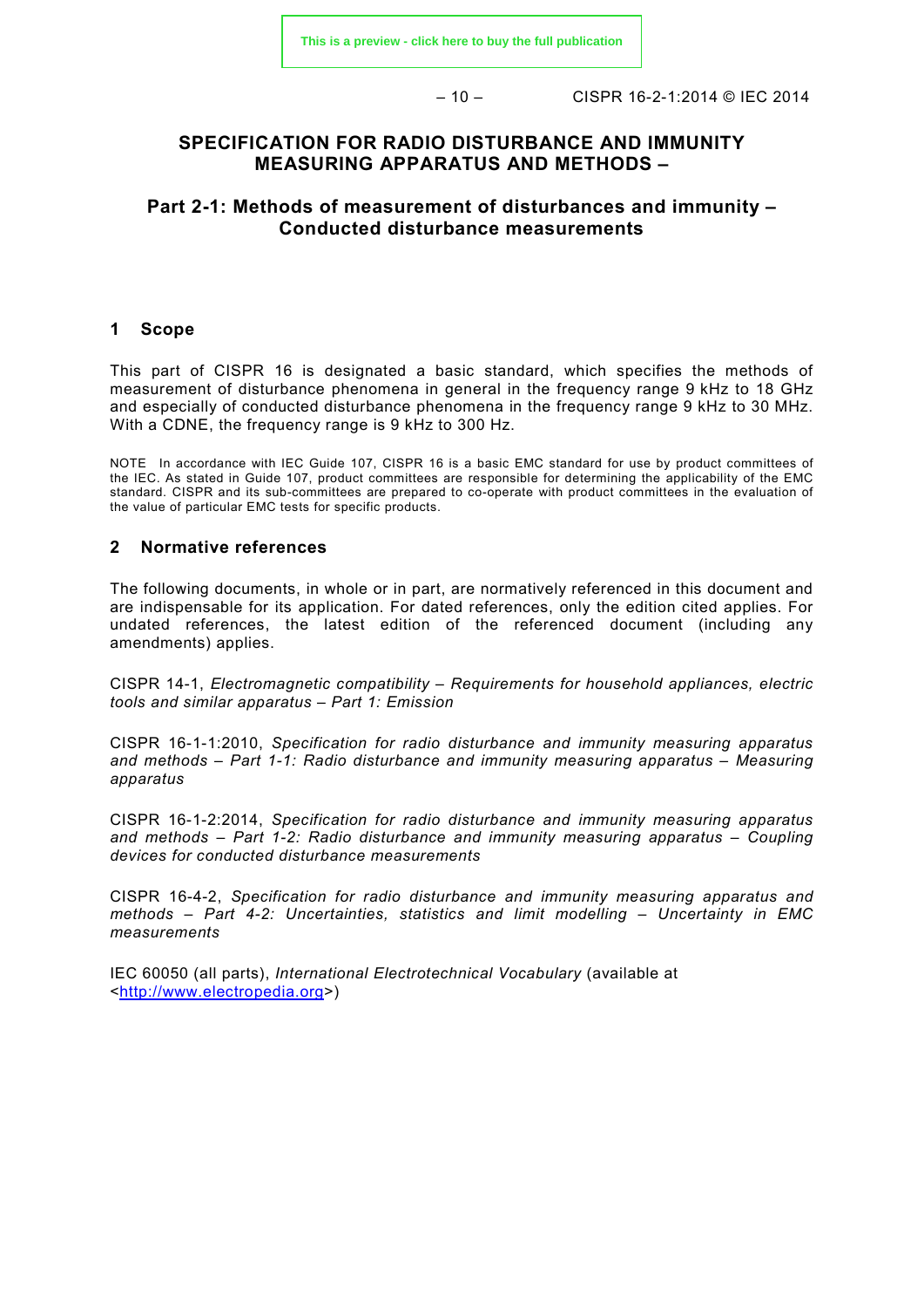# SPECIFICATION FOR RADIO DISTURBANCE AND IMMUNITY MEASURING APPARATUS AND METHODS –

## Part 2-1: Methods of measurement of disturbances and immunity – Conducted disturbance measurements

## 1 Scope

This part of CISPR 16 is designated a basic standard, which specifies the methods of measurement of disturbance phenomena in general in the frequency range 9 kHz to 18 GHz and especially of conducted disturbance phenomena in the frequency range 9 kHz to 30 MHz. With a CDNE, the frequency range is 9 kHz to 300 Hz.

NOTE In accordance with IEC Guide 107, CISPR 16 is a basic EMC standard for use by product committees of the IEC. As stated in Guide 107, product committees are responsible for determining the applicability of the EMC standard. CISPR and its sub-committees are prepared to co-operate with product committees in the evaluation of the value of particular EMC tests for specific products.

## 2 Normative references

The following documents, in whole or in part, are normatively referenced in this document and are indispensable for its application. For dated references, only the edition cited applies. For undated references, the latest edition of the referenced document (including any amendments) applies.

CISPR 14-1, *Electromagnetic compatibility – Requirements for household appliances, electric tools and similar apparatus – Part 1: Emission*

CISPR 16-1-1:2010, *Specification for radio disturbance and immunity measuring apparatus and methods – Part 1-1: Radio disturbance and immunity measuring apparatus – Measuring apparatus*

CISPR 16-1-2:2014, *Specification for radio disturbance and immunity measuring apparatus and methods – Part 1-2: Radio disturbance and immunity measuring apparatus – Coupling devices for conducted disturbance measurements*

CISPR 16-4-2, *Specification for radio disturbance and immunity measuring apparatus and methods – Part 4-2: Uncertainties, statistics and limit modelling – Uncertainty in EMC measurements*

IEC 60050 (all parts), *International Electrotechnical Vocabulary* (available at <http://www.electropedia.org>)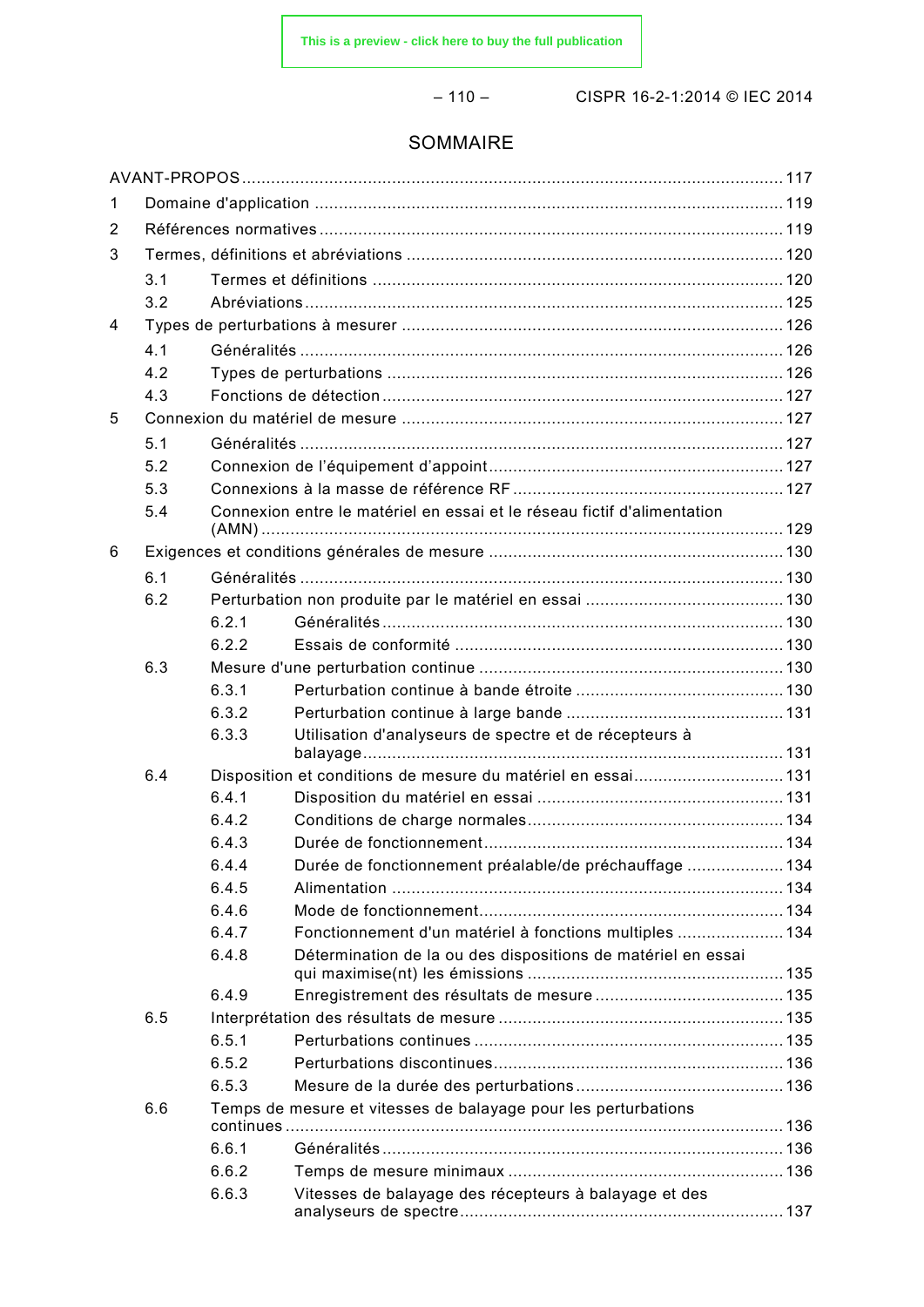# SOMMAIRE

AVANT-PROPOS ............................................................................................................... 117

1 Domaine d'application ............................................................................................... 119

2 Références normatives ............................................................................................... 119

3 Termes, définitions et abréviations ........................................................................... 120

  3.1 Termes et définitions ......................................................................................... 120

  3.2 Abréviations ........................................................................................................ 125

4 Types de perturbations à mesurer ............................................................................. 126

  4.1 Généralités ......................................................................................................... 126

  4.2 Types de perturbations ...................................................................................... 126

  4.3 Fonctions de détection ....................................................................................... 127

5 Connexion du matériel de mesure ............................................................................. 127

  5.1 Généralités ......................................................................................................... 127

  5.2 Connexion de l'équipement d'appoint ................................................................ 127

  5.3 Connexions à la masse de référence RF ........................................................... 127

  5.4 Connexion entre le matériel en essai et le réseau fictif d'alimentation (AMN) ..... 129

6 Exigences et conditions générales de mesure ........................................................... 130

  6.1 Généralités ......................................................................................................... 130

  6.2 Perturbation non produite par le matériel en essai ............................................ 130

    6.2.1 Généralités ................................................................................................. 130

    6.2.2 Essais de conformité ................................................................................... 130

  6.3 Mesure d'une perturbation continue .................................................................. 130

    6.3.1 Perturbation continue à bande étroite ........................................................ 130

    6.3.2 Perturbation continue à large bande .......................................................... 131

    6.3.3 Utilisation d'analyseurs de spectre et de récepteurs à balayage .................. 131

  6.4 Disposition et conditions de mesure du matériel en essai .................................. 131

    6.4.1 Disposition du matériel en essai ................................................................. 131

    6.4.2 Conditions de charge normales .................................................................. 134

    6.4.3 Durée de fonctionnement ............................................................................ 134

    6.4.4 Durée de fonctionnement préalable/de préchauffage .................................. 134

    6.4.5 Alimentation ................................................................................................ 134

    6.4.6 Mode de fonctionnement ............................................................................. 134

    6.4.7 Fonctionnement d'un matériel à fonctions multiples .................................... 134

    6.4.8 Détermination de la ou des dispositions de matériel en essai qui maximise(nt) les émissions ..... 135

    6.4.9 Enregistrement des résultats de mesure ..................................................... 135

  6.5 Interprétation des résultats de mesure .............................................................. 135

    6.5.1 Perturbations continues .............................................................................. 135

    6.5.2 Perturbations discontinues .......................................................................... 136

    6.5.3 Mesure de la durée des perturbations ......................................................... 136

  6.6 Temps de mesure et vitesses de balayage pour les perturbations continues ....... 136

    6.6.1 Généralités ................................................................................................. 136

    6.6.2 Temps de mesure minimaux ........................................................................ 136

    6.6.3 Vitesses de balayage des récepteurs à balayage et des analyseurs de spectre ..... 137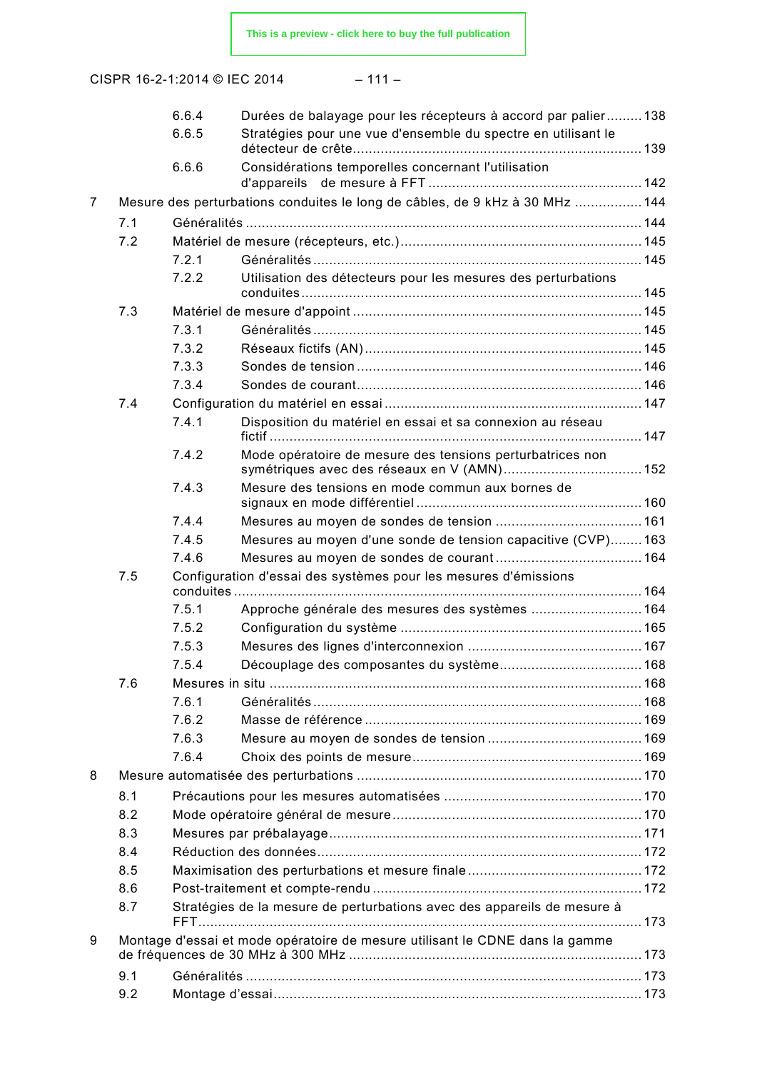6.6.4 Durées de balayage pour les récepteurs à accord par palier ......... 138
6.6.5 Stratégies pour une vue d'ensemble du spectre en utilisant le détecteur de crête ......... 139
6.6.6 Considérations temporelles concernant l'utilisation d'appareils de mesure à FFT ......... 142

7 Mesure des perturbations conduites le long de câbles, de 9 kHz à 30 MHz ......... 144
- 7.1 Généralités ......... 144
- 7.2 Matériel de mesure (récepteurs, etc.) ......... 145
  - 7.2.1 Généralités ......... 145
  - 7.2.2 Utilisation des détecteurs pour les mesures des perturbations conduites ......... 145
- 7.3 Matériel de mesure d'appoint ......... 145
  - 7.3.1 Généralités ......... 145
  - 7.3.2 Réseaux fictifs (AN) ......... 145
  - 7.3.3 Sondes de tension ......... 146
  - 7.3.4 Sondes de courant ......... 146
- 7.4 Configuration du matériel en essai ......... 147
  - 7.4.1 Disposition du matériel en essai et sa connexion au réseau fictif ......... 147
  - 7.4.2 Mode opératoire de mesure des tensions perturbatrices non symétriques avec des réseaux en V (AMN) ......... 152
  - 7.4.3 Mesure des tensions en mode commun aux bornes de signaux en mode différentiel ......... 160
  - 7.4.4 Mesures au moyen de sondes de tension ......... 161
  - 7.4.5 Mesures au moyen d'une sonde de tension capacitive (CVP) ......... 163
  - 7.4.6 Mesures au moyen de sondes de courant ......... 164
- 7.5 Configuration d'essai des systèmes pour les mesures d'émissions conduites ......... 164
  - 7.5.1 Approche générale des mesures des systèmes ......... 164
  - 7.5.2 Configuration du système ......... 165
  - 7.5.3 Mesures des lignes d'interconnexion ......... 167
  - 7.5.4 Découplage des composantes du système ......... 168
- 7.6 Mesures in situ ......... 168
  - 7.6.1 Généralités ......... 168
  - 7.6.2 Masse de référence ......... 169
  - 7.6.3 Mesure au moyen de sondes de tension ......... 169
  - 7.6.4 Choix des points de mesure ......... 169

8 Mesure automatisée des perturbations ......... 170
- 8.1 Précautions pour les mesures automatisées ......... 170
- 8.2 Mode opératoire général de mesure ......... 170
- 8.3 Mesures par prébalayage ......... 171
- 8.4 Réduction des données ......... 172
- 8.5 Maximisation des perturbations et mesure finale ......... 172
- 8.6 Post-traitement et compte-rendu ......... 172
- 8.7 Stratégies de la mesure de perturbations avec des appareils de mesure à FFT ......... 173

9 Montage d'essai et mode opératoire de mesure utilisant le CDNE dans la gamme de fréquences de 30 MHz à 300 MHz ......... 173
- 9.1 Généralités ......... 173
- 9.2 Montage d'essai ......... 173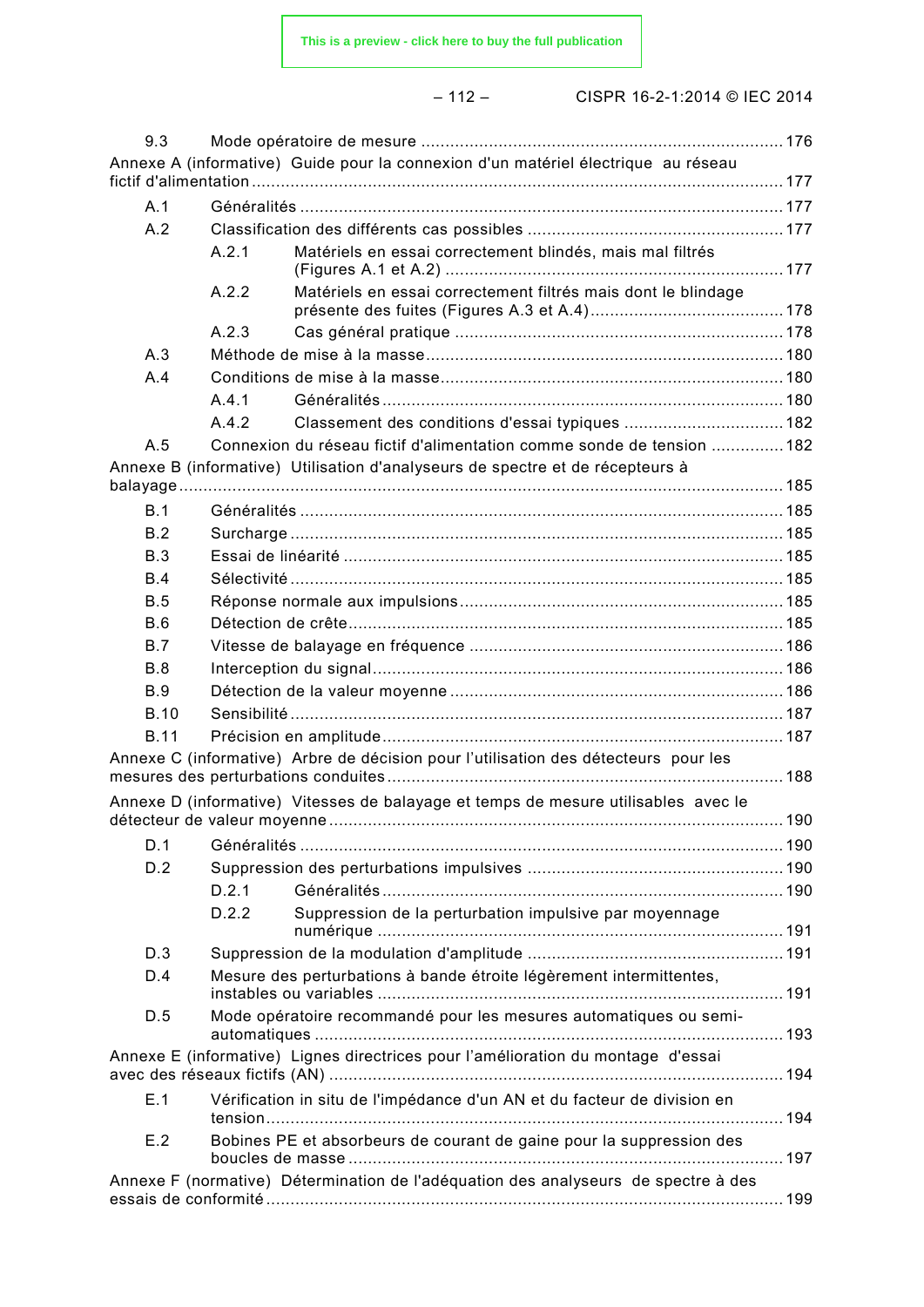9.3 Mode opératoire de mesure ........................................................................ 176

Annexe A (informative) Guide pour la connexion d'un matériel électrique au réseau fictif d'alimentation ........................................................................ 177

A.1 Généralités ........................................................................ 177

A.2 Classification des différents cas possibles ........................................................................ 177

A.2.1 Matériels en essai correctement blindés, mais mal filtrés (Figures A.1 et A.2) ........................................................................ 177

A.2.2 Matériels en essai correctement filtrés mais dont le blindage présente des fuites (Figures A.3 et A.4) ........................................................................ 178

A.2.3 Cas général pratique ........................................................................ 178

A.3 Méthode de mise à la masse ........................................................................ 180

A.4 Conditions de mise à la masse ........................................................................ 180

A.4.1 Généralités ........................................................................ 180

A.4.2 Classement des conditions d'essai typiques ........................................................................ 182

A.5 Connexion du réseau fictif d'alimentation comme sonde de tension ........................................................................ 182

Annexe B (informative) Utilisation d'analyseurs de spectre et de récepteurs à balayage ........................................................................ 185

B.1 Généralités ........................................................................ 185

B.2 Surcharge ........................................................................ 185

B.3 Essai de linéarité ........................................................................ 185

B.4 Sélectivité ........................................................................ 185

B.5 Réponse normale aux impulsions ........................................................................ 185

B.6 Détection de crête ........................................................................ 185

B.7 Vitesse de balayage en fréquence ........................................................................ 186

B.8 Interception du signal ........................................................................ 186

B.9 Détection de la valeur moyenne ........................................................................ 186

B.10 Sensibilité ........................................................................ 187

B.11 Précision en amplitude ........................................................................ 187

Annexe C (informative) Arbre de décision pour l'utilisation des détecteurs pour les mesures des perturbations conduites ........................................................................ 188

Annexe D (informative) Vitesses de balayage et temps de mesure utilisables avec le détecteur de valeur moyenne ........................................................................ 190

D.1 Généralités ........................................................................ 190

D.2 Suppression des perturbations impulsives ........................................................................ 190

D.2.1 Généralités ........................................................................ 190

D.2.2 Suppression de la perturbation impulsive par moyennage numérique ........................................................................ 191

D.3 Suppression de la modulation d'amplitude ........................................................................ 191

D.4 Mesure des perturbations à bande étroite légèrement intermittentes, instables ou variables ........................................................................ 191

D.5 Mode opératoire recommandé pour les mesures automatiques ou semi-automatiques ........................................................................ 193

Annexe E (informative) Lignes directrices pour l'amélioration du montage d'essai avec des réseaux fictifs (AN) ........................................................................ 194

E.1 Vérification in situ de l'impédance d'un AN et du facteur de division en tension ........................................................................ 194

E.2 Bobines PE et absorbeurs de courant de gaine pour la suppression des boucles de masse ........................................................................ 197

Annexe F (normative) Détermination de l'adéquation des analyseurs de spectre à des essais de conformité ........................................................................ 199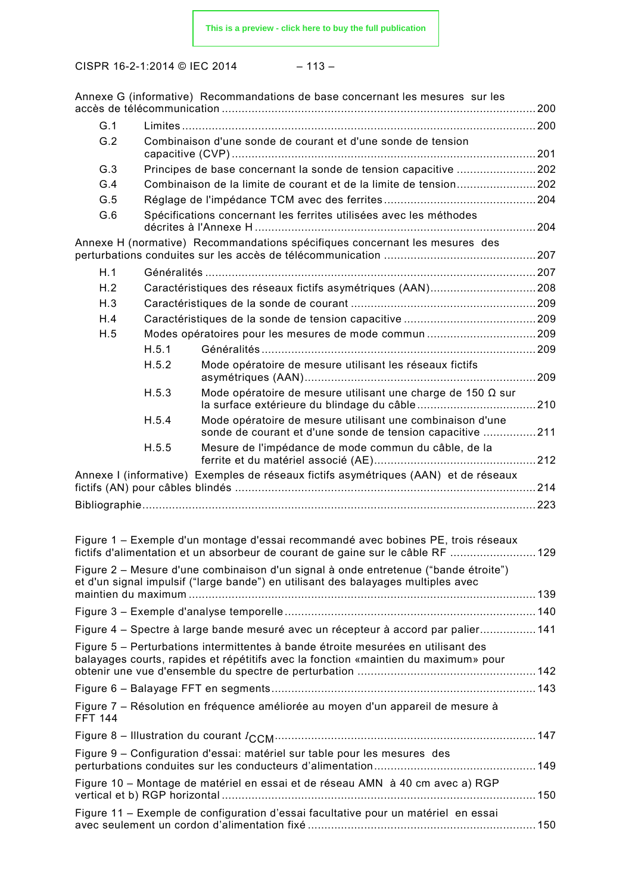Annexe G (informative) Recommandations de base concernant les mesures sur les accès de télécommunication ............................................................................................. 200

- G.1 Limites ..................................................................................................... 200
- G.2 Combinaison d'une sonde de courant et d'une sonde de tension capacitive (CVP) ..................................................................................... 201
- G.3 Principes de base concernant la sonde de tension capacitive ........................ 202
- G.4 Combinaison de la limite de courant et de la limite de tension ........................ 202
- G.5 Réglage de l'impédance TCM avec des ferrites ............................................ 204
- G.6 Spécifications concernant les ferrites utilisées avec les méthodes décrites à l'Annexe H .................................................................................... 204

Annexe H (normative) Recommandations spécifiques concernant les mesures des perturbations conduites sur les accès de télécommunication ............................................ 207

- H.1 Généralités ................................................................................................ 207
- H.2 Caractéristiques des réseaux fictifs asymétriques (AAN)................................ 208
- H.3 Caractéristiques de la sonde de courant ....................................................... 209
- H.4 Caractéristiques de la sonde de tension capacitive ........................................ 209
- H.5 Modes opératoires pour les mesures de mode commun ................................. 209
  - H.5.1 Généralités ................................................................................. 209
  - H.5.2 Mode opératoire de mesure utilisant les réseaux fictifs asymétriques (AAN) ....................................................................... 209
  - H.5.3 Mode opératoire de mesure utilisant une charge de 150 Ω sur la surface extérieure du blindage du câble .................................... 210
  - H.5.4 Mode opératoire de mesure utilisant une combinaison d'une sonde de courant et d'une sonde de tension capacitive ................ 211
  - H.5.5 Mesure de l'impédance de mode commun du câble, de la ferrite et du matériel associé (AE)................................................. 212

Annexe I (informative) Exemples de réseaux fictifs asymétriques (AAN) et de réseaux fictifs (AN) pour câbles blindés ........................................................................................... 214

Bibliographie...................................................................................................................... 223

Figure 1 – Exemple d'un montage d'essai recommandé avec bobines PE, trois réseaux fictifs d'alimentation et un absorbeur de courant de gaine sur le câble RF .......................... 129

Figure 2 – Mesure d'une combinaison d'un signal à onde entretenue (“bande étroite”) et d'un signal impulsif (“large bande”) en utilisant des balayages multiples avec maintien du maximum ....................................................................................................... 139

Figure 3 – Exemple d'analyse temporelle ............................................................................ 140

Figure 4 – Spectre à large bande mesuré avec un récepteur à accord par palier................. 141

Figure 5 – Perturbations intermittentes à bande étroite mesurées en utilisant des balayages courts, rapides et répétitifs avec la fonction «maintien du maximum» pour obtenir une vue d'ensemble du spectre de perturbation ..................................................... 142

Figure 6 – Balayage FFT en segments................................................................................ 143

Figure 7 – Résolution en fréquence améliorée au moyen d'un appareil de mesure à FFT 144

Figure 8 – Illustration du courant $I_{CCM}$............................................................................... 147

Figure 9 – Configuration d'essai: matériel sur table pour les mesures des perturbations conduites sur les conducteurs d’alimentation................................................ 149

Figure 10 – Montage de matériel en essai et de réseau AMN à 40 cm avec a) RGP vertical et b) RGP horizontal .............................................................................................. 150

Figure 11 – Exemple de configuration d’essai facultative pour un matériel en essai avec seulement un cordon d’alimentation fixé .................................................................... 150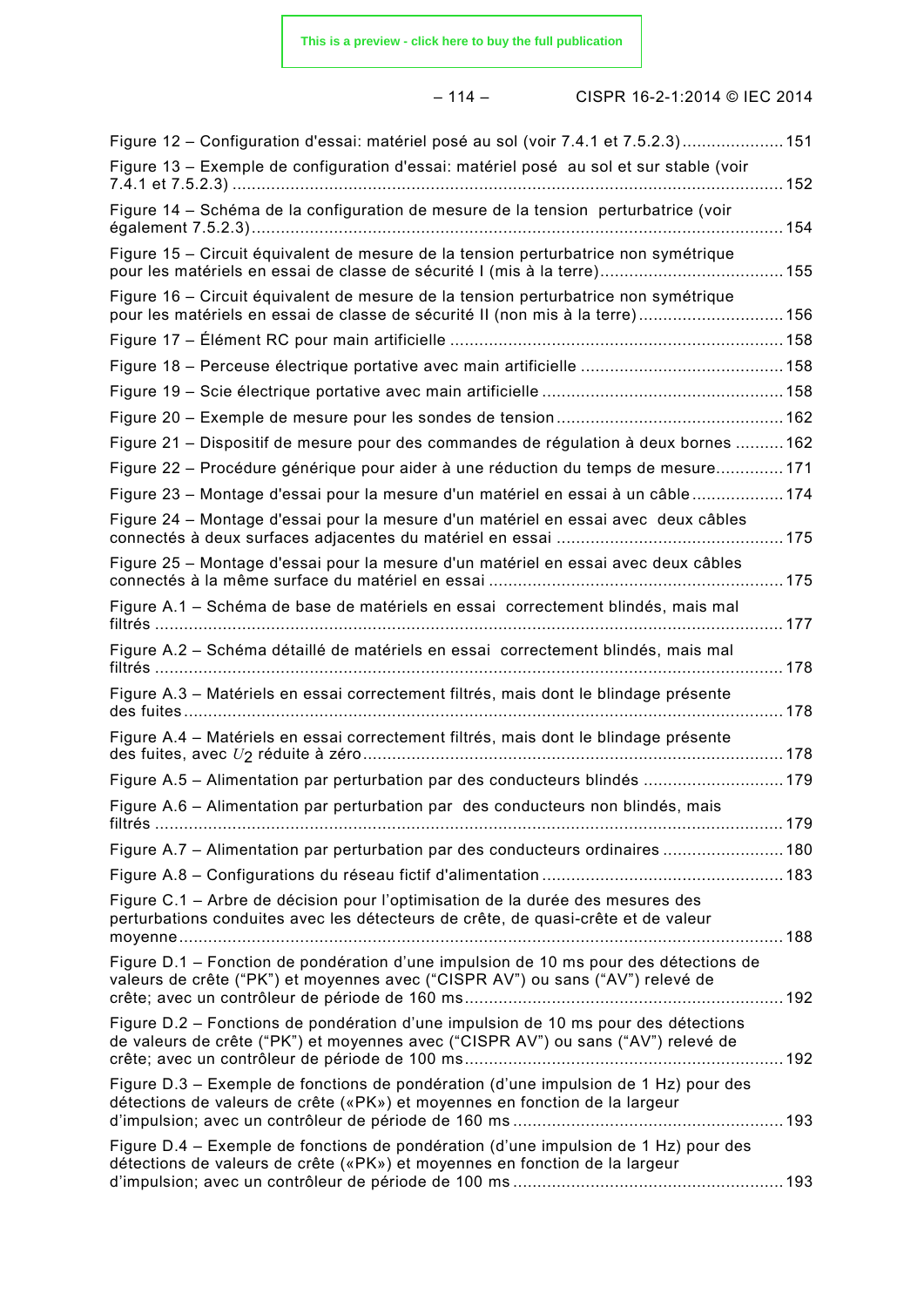Figure 12 – Configuration d'essai: matériel posé au sol (voir 7.4.1 et 7.5.2.3) ..................... 151

Figure 13 – Exemple de configuration d'essai: matériel posé au sol et sur stable (voir 7.4.1 et 7.5.2.3) ..... 152

Figure 14 – Schéma de la configuration de mesure de la tension perturbatrice (voir également 7.5.2.3) ..... 154

Figure 15 – Circuit équivalent de mesure de la tension perturbatrice non symétrique pour les matériels en essai de classe de sécurité I (mis à la terre) ..... 155

Figure 16 – Circuit équivalent de mesure de la tension perturbatrice non symétrique pour les matériels en essai de classe de sécurité II (non mis à la terre) ..... 156

Figure 17 – Élément RC pour main artificielle ..... 158

Figure 18 – Perceuse électrique portative avec main artificielle ..... 158

Figure 19 – Scie électrique portative avec main artificielle ..... 158

Figure 20 – Exemple de mesure pour les sondes de tension ..... 162

Figure 21 – Dispositif de mesure pour des commandes de régulation à deux bornes ..... 162

Figure 22 – Procédure générique pour aider à une réduction du temps de mesure ..... 171

Figure 23 – Montage d'essai pour la mesure d'un matériel en essai à un câble ..... 174

Figure 24 – Montage d'essai pour la mesure d'un matériel en essai avec deux câbles connectés à deux surfaces adjacentes du matériel en essai ..... 175

Figure 25 – Montage d'essai pour la mesure d'un matériel en essai avec deux câbles connectés à la même surface du matériel en essai ..... 175

Figure A.1 – Schéma de base de matériels en essai correctement blindés, mais mal filtrés ..... 177

Figure A.2 – Schéma détaillé de matériels en essai correctement blindés, mais mal filtrés ..... 178

Figure A.3 – Matériels en essai correctement filtrés, mais dont le blindage présente des fuites ..... 178

Figure A.4 – Matériels en essai correctement filtrés, mais dont le blindage présente des fuites, avec $U_2$ réduite à zéro ..... 178

Figure A.5 – Alimentation par perturbation par des conducteurs blindés ..... 179

Figure A.6 – Alimentation par perturbation par des conducteurs non blindés, mais filtrés ..... 179

Figure A.7 – Alimentation par perturbation par des conducteurs ordinaires ..... 180

Figure A.8 – Configurations du réseau fictif d'alimentation ..... 183

Figure C.1 – Arbre de décision pour l'optimisation de la durée des mesures des perturbations conduites avec les détecteurs de crête, de quasi-crête et de valeur moyenne ..... 188

Figure D.1 – Fonction de pondération d'une impulsion de 10 ms pour des détections de valeurs de crête ("PK") et moyennes avec ("CISPR AV") ou sans ("AV") relevé de crête; avec un contrôleur de période de 160 ms ..... 192

Figure D.2 – Fonctions de pondération d'une impulsion de 10 ms pour des détections de valeurs de crête ("PK") et moyennes avec ("CISPR AV") ou sans ("AV") relevé de crête; avec un contrôleur de période de 100 ms ..... 192

Figure D.3 – Exemple de fonctions de pondération (d'une impulsion de 1 Hz) pour des détections de valeurs de crête («PK») et moyennes en fonction de la largeur d'impulsion; avec un contrôleur de période de 160 ms ..... 193

Figure D.4 – Exemple de fonctions de pondération (d'une impulsion de 1 Hz) pour des détections de valeurs de crête («PK») et moyennes en fonction de la largeur d'impulsion; avec un contrôleur de période de 100 ms ..... 193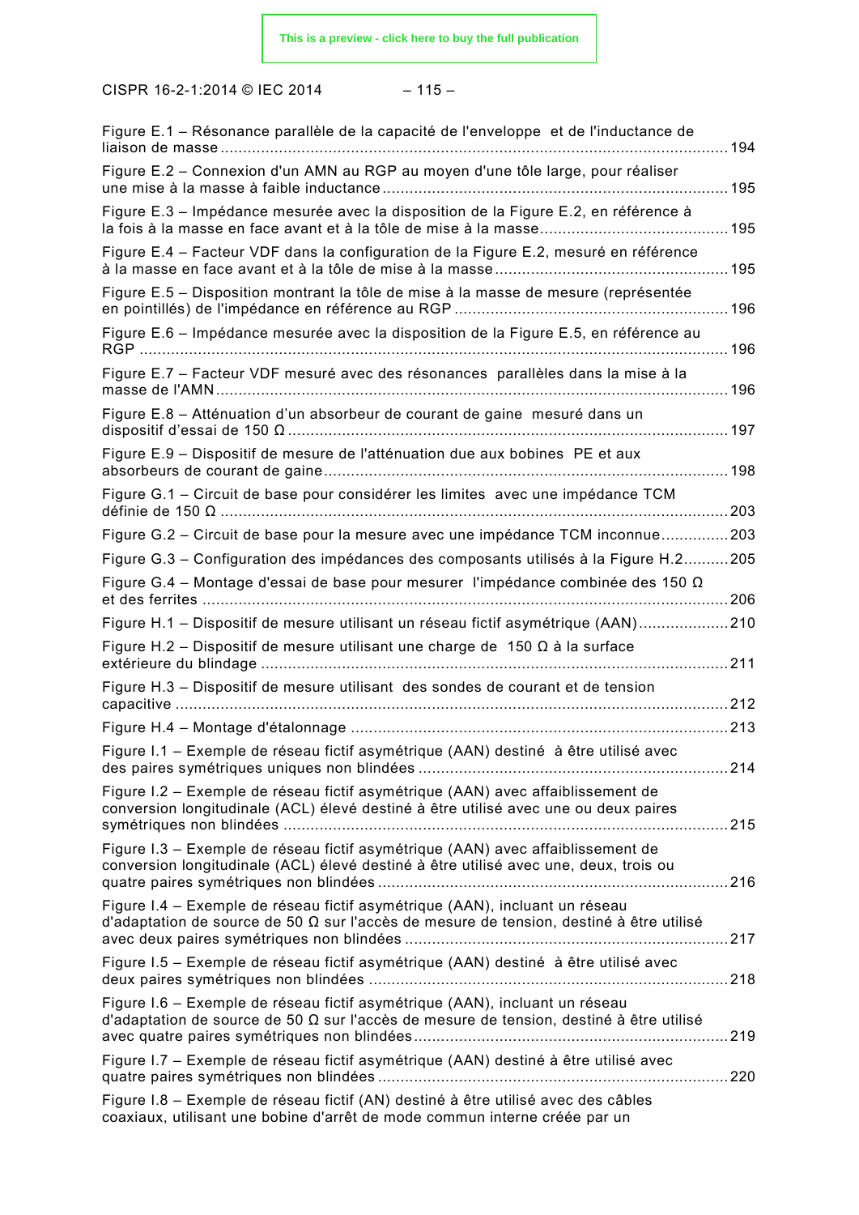Figure E.1 – Résonance parallèle de la capacité de l'enveloppe et de l'inductance de liaison de masse ........ 194

Figure E.2 – Connexion d'un AMN au RGP au moyen d'une tôle large, pour réaliser une mise à la masse à faible inductance ........ 195

Figure E.3 – Impédance mesurée avec la disposition de la Figure E.2, en référence à la fois à la masse en face avant et à la tôle de mise à la masse ........ 195

Figure E.4 – Facteur VDF dans la configuration de la Figure E.2, mesuré en référence à la masse en face avant et à la tôle de mise à la masse ........ 195

Figure E.5 – Disposition montrant la tôle de mise à la masse de mesure (représentée en pointillés) de l'impédance en référence au RGP ........ 196

Figure E.6 – Impédance mesurée avec la disposition de la Figure E.5, en référence au RGP ........ 196

Figure E.7 – Facteur VDF mesuré avec des résonances parallèles dans la mise à la masse de l'AMN ........ 196

Figure E.8 – Atténuation d'un absorbeur de courant de gaine mesuré dans un dispositif d'essai de 150 Ω ........ 197

Figure E.9 – Dispositif de mesure de l'atténuation due aux bobines PE et aux absorbeurs de courant de gaine ........ 198

Figure G.1 – Circuit de base pour considérer les limites avec une impédance TCM définie de 150 Ω ........ 203

Figure G.2 – Circuit de base pour la mesure avec une impédance TCM inconnue ........ 203

Figure G.3 – Configuration des impédances des composants utilisés à la Figure H.2 ........ 205

Figure G.4 – Montage d'essai de base pour mesurer l'impédance combinée des 150 Ω et des ferrites ........ 206

Figure H.1 – Dispositif de mesure utilisant un réseau fictif asymétrique (AAN) ........ 210

Figure H.2 – Dispositif de mesure utilisant une charge de 150 Ω à la surface extérieure du blindage ........ 211

Figure H.3 – Dispositif de mesure utilisant des sondes de courant et de tension capacitive ........ 212

Figure H.4 – Montage d'étalonnage ........ 213

Figure I.1 – Exemple de réseau fictif asymétrique (AAN) destiné à être utilisé avec des paires symétriques uniques non blindées ........ 214

Figure I.2 – Exemple de réseau fictif asymétrique (AAN) avec affaiblissement de conversion longitudinale (ACL) élevé destiné à être utilisé avec une ou deux paires symétriques non blindées ........ 215

Figure I.3 – Exemple de réseau fictif asymétrique (AAN) avec affaiblissement de conversion longitudinale (ACL) élevé destiné à être utilisé avec une, deux, trois ou quatre paires symétriques non blindées ........ 216

Figure I.4 – Exemple de réseau fictif asymétrique (AAN), incluant un réseau d'adaptation de source de 50 Ω sur l'accès de mesure de tension, destiné à être utilisé avec deux paires symétriques non blindées ........ 217

Figure I.5 – Exemple de réseau fictif asymétrique (AAN) destiné à être utilisé avec deux paires symétriques non blindées ........ 218

Figure I.6 – Exemple de réseau fictif asymétrique (AAN), incluant un réseau d'adaptation de source de 50 Ω sur l'accès de mesure de tension, destiné à être utilisé avec quatre paires symétriques non blindées ........ 219

Figure I.7 – Exemple de réseau fictif asymétrique (AAN) destiné à être utilisé avec quatre paires symétriques non blindées ........ 220

Figure I.8 – Exemple de réseau fictif (AN) destiné à être utilisé avec des câbles coaxiaux, utilisant une bobine d'arrêt de mode commun interne créée par un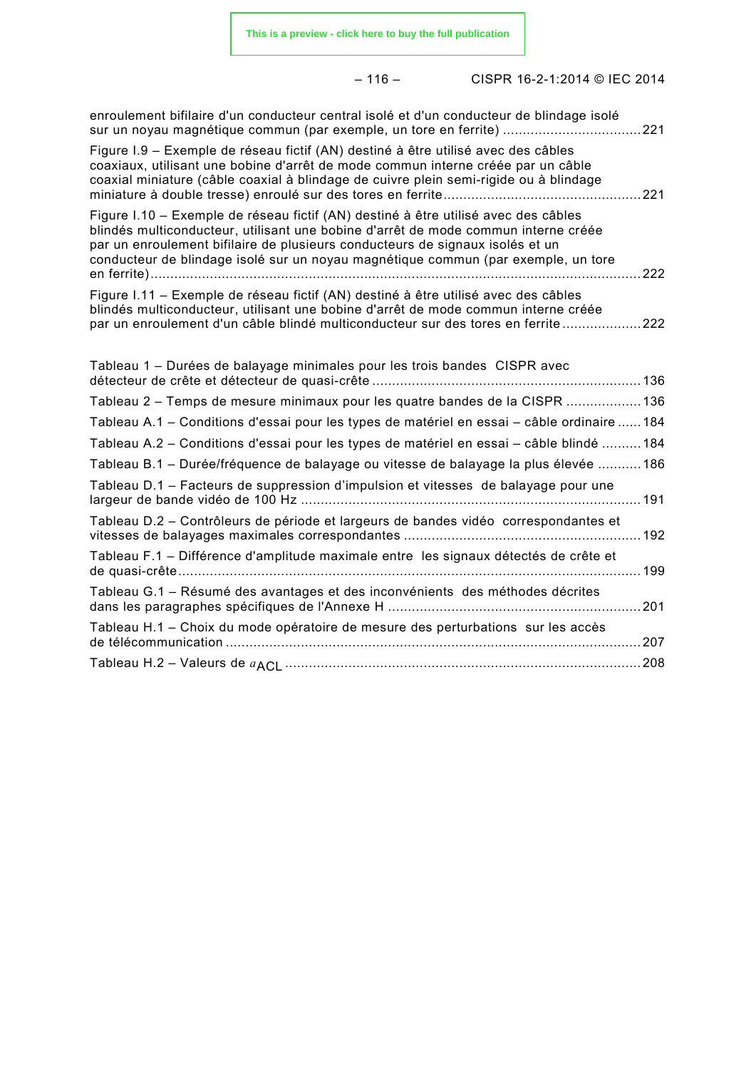enroulement bifilaire d'un conducteur central isolé et d'un conducteur de blindage isolé sur un noyau magnétique commun (par exemple, un tore en ferrite) .................................. 221

Figure I.9 – Exemple de réseau fictif (AN) destiné à être utilisé avec des câbles coaxiaux, utilisant une bobine d'arrêt de mode commun interne créée par un câble coaxial miniature (câble coaxial à blindage de cuivre plein semi-rigide ou à blindage miniature à double tresse) enroulé sur des tores en ferrite ................................................. 221

Figure I.10 – Exemple de réseau fictif (AN) destiné à être utilisé avec des câbles blindés multiconducteur, utilisant une bobine d'arrêt de mode commun interne créée par un enroulement bifilaire de plusieurs conducteurs de signaux isolés et un conducteur de blindage isolé sur un noyau magnétique commun (par exemple, un tore en ferrite) ........................................................................................................................... 222

Figure I.11 – Exemple de réseau fictif (AN) destiné à être utilisé avec des câbles blindés multiconducteur, utilisant une bobine d'arrêt de mode commun interne créée par un enroulement d'un câble blindé multiconducteur sur des tores en ferrite .................... 222

Tableau 1 – Durées de balayage minimales pour les trois bandes CISPR avec détecteur de crête et détecteur de quasi-crête ................................................................... 136

Tableau 2 – Temps de mesure minimaux pour les quatre bandes de la CISPR ................... 136

Tableau A.1 – Conditions d'essai pour les types de matériel en essai – câble ordinaire ...... 184

Tableau A.2 – Conditions d'essai pour les types de matériel en essai – câble blindé .......... 184

Tableau B.1 – Durée/fréquence de balayage ou vitesse de balayage la plus élevée ........... 186

Tableau D.1 – Facteurs de suppression d'impulsion et vitesses de balayage pour une largeur de bande vidéo de 100 Hz ..................................................................................... 191

Tableau D.2 – Contrôleurs de période et largeurs de bandes vidéo correspondantes et vitesses de balayages maximales correspondantes ........................................................... 192

Tableau F.1 – Différence d'amplitude maximale entre les signaux détectés de crête et de quasi-crête .................................................................................................................... 199

Tableau G.1 – Résumé des avantages et des inconvénients des méthodes décrites dans les paragraphes spécifiques de l'Annexe H ................................................................ 201

Tableau H.1 – Choix du mode opératoire de mesure des perturbations sur les accès de télécommunication ........................................................................................................ 207

Tableau H.2 – Valeurs de $a_{ACL}$ ......................................................................................... 208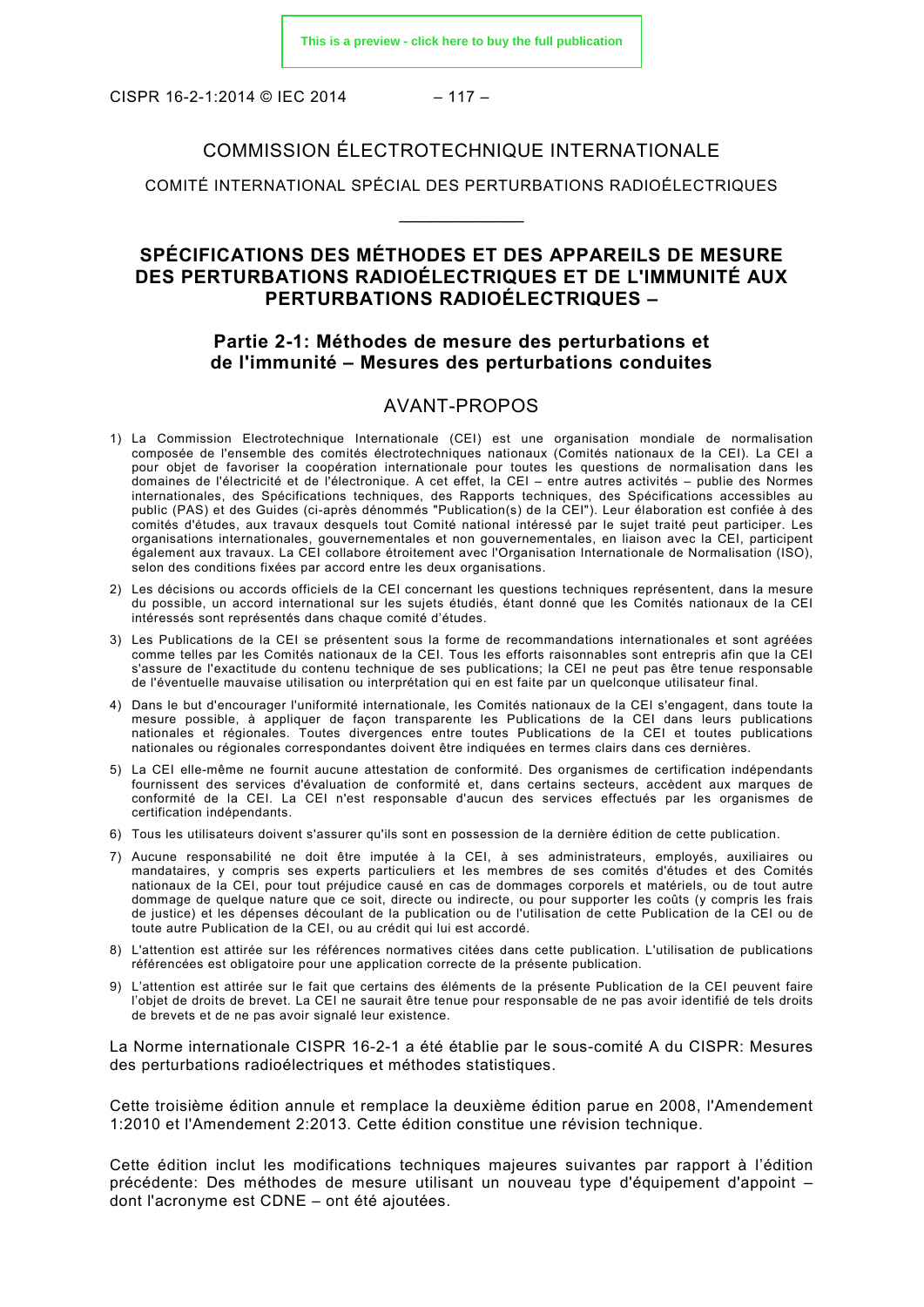# COMMISSION ÉLECTROTECHNIQUE INTERNATIONALE

COMITÉ INTERNATIONAL SPÉCIAL DES PERTURBATIONS RADIOÉLECTRIQUES

____________

## SPÉCIFICATIONS DES MÉTHODES ET DES APPAREILS DE MESURE DES PERTURBATIONS RADIOÉLECTRIQUES ET DE L'IMMUNITÉ AUX PERTURBATIONS RADIOÉLECTRIQUES –

### Partie 2-1: Méthodes de mesure des perturbations et de l'immunité – Mesures des perturbations conduites

## AVANT-PROPOS

1) La Commission Electrotechnique Internationale (CEI) est une organisation mondiale de normalisation composée de l'ensemble des comités électrotechniques nationaux (Comités nationaux de la CEI). La CEI a pour objet de favoriser la coopération internationale pour toutes les questions de normalisation dans les domaines de l'électricité et de l'électronique. A cet effet, la CEI – entre autres activités – publie des Normes internationales, des Spécifications techniques, des Rapports techniques, des Spécifications accessibles au public (PAS) et des Guides (ci-après dénommés "Publication(s) de la CEI"). Leur élaboration est confiée à des comités d'études, aux travaux desquels tout Comité national intéressé par le sujet traité peut participer. Les organisations internationales, gouvernementales et non gouvernementales, en liaison avec la CEI, participent également aux travaux. La CEI collabore étroitement avec l'Organisation Internationale de Normalisation (ISO), selon des conditions fixées par accord entre les deux organisations.
2) Les décisions ou accords officiels de la CEI concernant les questions techniques représentent, dans la mesure du possible, un accord international sur les sujets étudiés, étant donné que les Comités nationaux de la CEI intéressés sont représentés dans chaque comité d'études.
3) Les Publications de la CEI se présentent sous la forme de recommandations internationales et sont agréées comme telles par les Comités nationaux de la CEI. Tous les efforts raisonnables sont entrepris afin que la CEI s'assure de l'exactitude du contenu technique de ses publications; la CEI ne peut pas être tenue responsable de l'éventuelle mauvaise utilisation ou interprétation qui en est faite par un quelconque utilisateur final.
4) Dans le but d'encourager l'uniformité internationale, les Comités nationaux de la CEI s'engagent, dans toute la mesure possible, à appliquer de façon transparente les Publications de la CEI dans leurs publications nationales et régionales. Toutes divergences entre toutes Publications de la CEI et toutes publications nationales ou régionales correspondantes doivent être indiquées en termes clairs dans ces dernières.
5) La CEI elle-même ne fournit aucune attestation de conformité. Des organismes de certification indépendants fournissent des services d'évaluation de conformité et, dans certains secteurs, accèdent aux marques de conformité de la CEI. La CEI n'est responsable d'aucun des services effectués par les organismes de certification indépendants.
6) Tous les utilisateurs doivent s'assurer qu'ils sont en possession de la dernière édition de cette publication.
7) Aucune responsabilité ne doit être imputée à la CEI, à ses administrateurs, employés, auxiliaires ou mandataires, y compris ses experts particuliers et les membres de ses comités d'études et des Comités nationaux de la CEI, pour tout préjudice causé en cas de dommages corporels et matériels, ou de tout autre dommage de quelque nature que ce soit, directe ou indirecte, ou pour supporter les coûts (y compris les frais de justice) et les dépenses découlant de la publication ou de l'utilisation de cette Publication de la CEI ou de toute autre Publication de la CEI, ou au crédit qui lui est accordé.
8) L'attention est attirée sur les références normatives citées dans cette publication. L'utilisation de publications référencées est obligatoire pour une application correcte de la présente publication.
9) L'attention est attirée sur le fait que certains des éléments de la présente Publication de la CEI peuvent faire l'objet de droits de brevet. La CEI ne saurait être tenue pour responsable de ne pas avoir identifié de tels droits de brevets et de ne pas avoir signalé leur existence.

La Norme internationale CISPR 16-2-1 a été établie par le sous-comité A du CISPR: Mesures des perturbations radioélectriques et méthodes statistiques.

Cette troisième édition annule et remplace la deuxième édition parue en 2008, l'Amendement 1:2010 et l'Amendement 2:2013. Cette édition constitue une révision technique.

Cette édition inclut les modifications techniques majeures suivantes par rapport à l'édition précédente: Des méthodes de mesure utilisant un nouveau type d'équipement d'appoint – dont l'acronyme est CDNE – ont été ajoutées.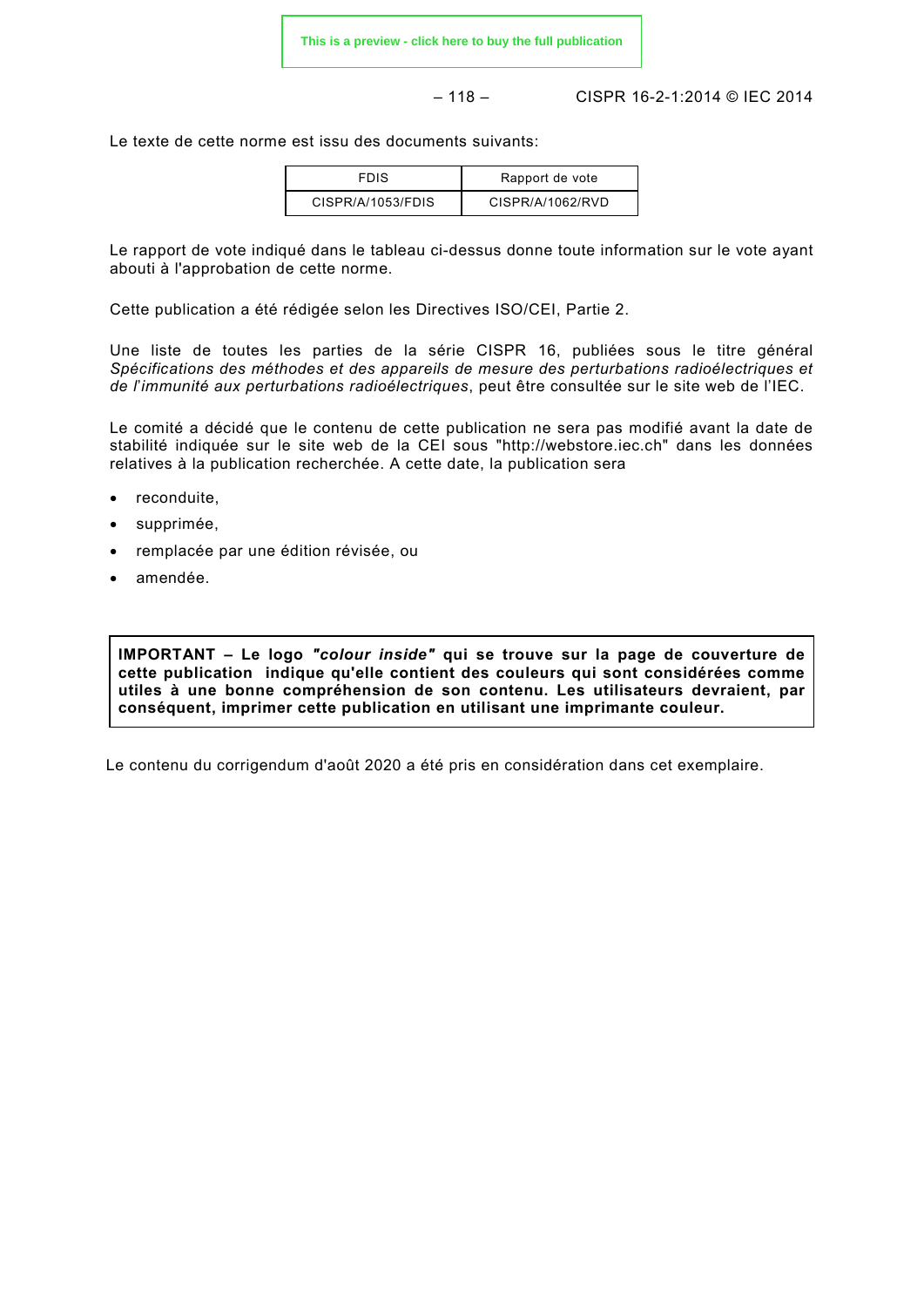Le texte de cette norme est issu des documents suivants:

| FDIS | Rapport de vote |
| --- | --- |
| CISPR/A/1053/FDIS | CISPR/A/1062/RVD |

Le rapport de vote indiqué dans le tableau ci-dessus donne toute information sur le vote ayant abouti à l'approbation de cette norme.

Cette publication a été rédigée selon les Directives ISO/CEI, Partie 2.

Une liste de toutes les parties de la série CISPR 16, publiées sous le titre général *Spécifications des méthodes et des appareils de mesure des perturbations radioélectriques et de l'immunité aux perturbations radioélectriques*, peut être consultée sur le site web de l'IEC.

Le comité a décidé que le contenu de cette publication ne sera pas modifié avant la date de stabilité indiquée sur le site web de la CEI sous "http://webstore.iec.ch" dans les données relatives à la publication recherchée. A cette date, la publication sera

- reconduite,
- supprimée,
- remplacée par une édition révisée, ou
- amendée.

**IMPORTANT – Le logo *"colour inside"* qui se trouve sur la page de couverture de cette publication indique qu'elle contient des couleurs qui sont considérées comme utiles à une bonne compréhension de son contenu. Les utilisateurs devraient, par conséquent, imprimer cette publication en utilisant une imprimante couleur.**

Le contenu du corrigendum d'août 2020 a été pris en considération dans cet exemplaire.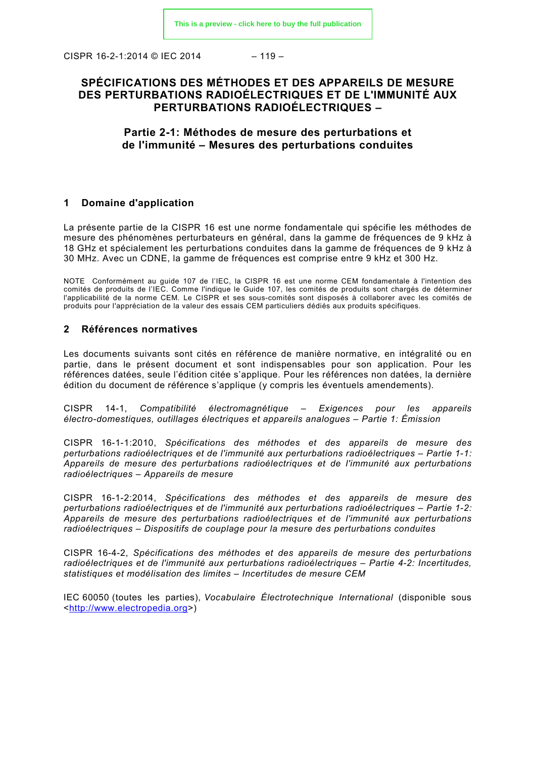# SPÉCIFICATIONS DES MÉTHODES ET DES APPAREILS DE MESURE DES PERTURBATIONS RADIOÉLECTRIQUES ET DE L'IMMUNITÉ AUX PERTURBATIONS RADIOÉLECTRIQUES –

## Partie 2-1: Méthodes de mesure des perturbations et de l'immunité – Mesures des perturbations conduites

## 1 Domaine d'application

La présente partie de la CISPR 16 est une norme fondamentale qui spécifie les méthodes de mesure des phénomènes perturbateurs en général, dans la gamme de fréquences de 9 kHz à 18 GHz et spécialement les perturbations conduites dans la gamme de fréquences de 9 kHz à 30 MHz. Avec un CDNE, la gamme de fréquences est comprise entre 9 kHz et 300 Hz.

NOTE Conformément au guide 107 de l'IEC, la CISPR 16 est une norme CEM fondamentale à l'intention des comités de produits de l'IEC. Comme l'indique le Guide 107, les comités de produits sont chargés de déterminer l'applicabilité de la norme CEM. Le CISPR et ses sous-comités sont disposés à collaborer avec les comités de produits pour l'appréciation de la valeur des essais CEM particuliers dédiés aux produits spécifiques.

## 2 Références normatives

Les documents suivants sont cités en référence de manière normative, en intégralité ou en partie, dans le présent document et sont indispensables pour son application. Pour les références datées, seule l'édition citée s'applique. Pour les références non datées, la dernière édition du document de référence s'applique (y compris les éventuels amendements).

CISPR 14-1, *Compatibilité électromagnétique – Exigences pour les appareils électro-domestiques, outillages électriques et appareils analogues – Partie 1: Émission*

CISPR 16-1-1:2010, *Spécifications des méthodes et des appareils de mesure des perturbations radioélectriques et de l'immunité aux perturbations radioélectriques – Partie 1-1: Appareils de mesure des perturbations radioélectriques et de l'immunité aux perturbations radioélectriques – Appareils de mesure*

CISPR 16-1-2:2014, *Spécifications des méthodes et des appareils de mesure des perturbations radioélectriques et de l'immunité aux perturbations radioélectriques – Partie 1-2: Appareils de mesure des perturbations radioélectriques et de l'immunité aux perturbations radioélectriques – Dispositifs de couplage pour la mesure des perturbations conduites*

CISPR 16-4-2, *Spécifications des méthodes et des appareils de mesure des perturbations radioélectriques et de l'immunité aux perturbations radioélectriques – Partie 4-2: Incertitudes, statistiques et modélisation des limites – Incertitudes de mesure CEM*

IEC 60050 (toutes les parties), *Vocabulaire Électrotechnique International* (disponible sous <http://www.electropedia.org>)